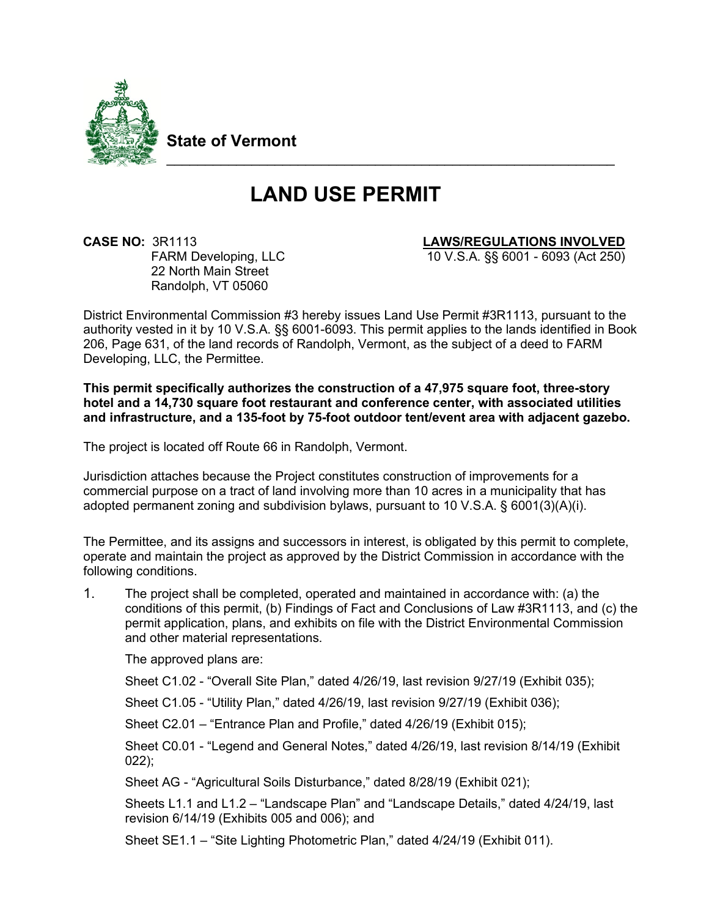**State of Vermont**

# LAND USE PERMIT

**CASE NO:** 3R1113
FARM Developing, LLC
22 North Main Street
Randolph, VT 05060

**LAWS/REGULATIONS INVOLVED**
10 V.S.A. §§ 6001 - 6093 (Act 250)

District Environmental Commission #3 hereby issues Land Use Permit #3R1113, pursuant to the authority vested in it by 10 V.S.A. §§ 6001-6093. This permit applies to the lands identified in Book 206, Page 631, of the land records of Randolph, Vermont, as the subject of a deed to FARM Developing, LLC, the Permittee.

**This permit specifically authorizes the construction of a 47,975 square foot, three-story hotel and a 14,730 square foot restaurant and conference center, with associated utilities and infrastructure, and a 135-foot by 75-foot outdoor tent/event area with adjacent gazebo.**

The project is located off Route 66 in Randolph, Vermont.

Jurisdiction attaches because the Project constitutes construction of improvements for a commercial purpose on a tract of land involving more than 10 acres in a municipality that has adopted permanent zoning and subdivision bylaws, pursuant to 10 V.S.A. § 6001(3)(A)(i).

The Permittee, and its assigns and successors in interest, is obligated by this permit to complete, operate and maintain the project as approved by the District Commission in accordance with the following conditions.

1. The project shall be completed, operated and maintained in accordance with: (a) the conditions of this permit, (b) Findings of Fact and Conclusions of Law #3R1113, and (c) the permit application, plans, and exhibits on file with the District Environmental Commission and other material representations.

   The approved plans are:

   Sheet C1.02 - "Overall Site Plan," dated 4/26/19, last revision 9/27/19 (Exhibit 035);

   Sheet C1.05 - "Utility Plan," dated 4/26/19, last revision 9/27/19 (Exhibit 036);

   Sheet C2.01 – "Entrance Plan and Profile," dated 4/26/19 (Exhibit 015);

   Sheet C0.01 - "Legend and General Notes," dated 4/26/19, last revision 8/14/19 (Exhibit 022);

   Sheet AG - "Agricultural Soils Disturbance," dated 8/28/19 (Exhibit 021);

   Sheets L1.1 and L1.2 – "Landscape Plan" and "Landscape Details," dated 4/24/19, last revision 6/14/19 (Exhibits 005 and 006); and

   Sheet SE1.1 – "Site Lighting Photometric Plan," dated 4/24/19 (Exhibit 011).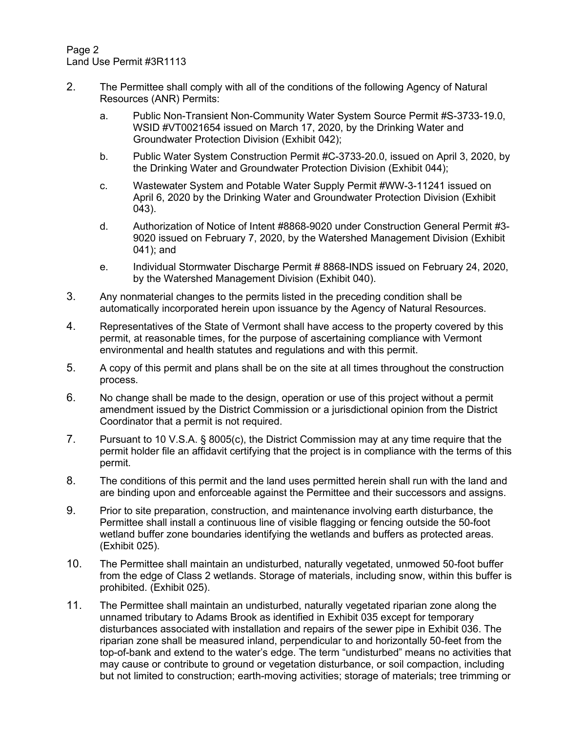2. The Permittee shall comply with all of the conditions of the following Agency of Natural Resources (ANR) Permits:

   a. Public Non-Transient Non-Community Water System Source Permit #S-3733-19.0, WSID #VT0021654 issued on March 17, 2020, by the Drinking Water and Groundwater Protection Division (Exhibit 042);

   b. Public Water System Construction Permit #C-3733-20.0, issued on April 3, 2020, by the Drinking Water and Groundwater Protection Division (Exhibit 044);

   c. Wastewater System and Potable Water Supply Permit #WW-3-11241 issued on April 6, 2020 by the Drinking Water and Groundwater Protection Division (Exhibit 043).

   d. Authorization of Notice of Intent #8868-9020 under Construction General Permit #3-9020 issued on February 7, 2020, by the Watershed Management Division (Exhibit 041); and

   e. Individual Stormwater Discharge Permit # 8868-INDS issued on February 24, 2020, by the Watershed Management Division (Exhibit 040).

3. Any nonmaterial changes to the permits listed in the preceding condition shall be automatically incorporated herein upon issuance by the Agency of Natural Resources.

4. Representatives of the State of Vermont shall have access to the property covered by this permit, at reasonable times, for the purpose of ascertaining compliance with Vermont environmental and health statutes and regulations and with this permit.

5. A copy of this permit and plans shall be on the site at all times throughout the construction process.

6. No change shall be made to the design, operation or use of this project without a permit amendment issued by the District Commission or a jurisdictional opinion from the District Coordinator that a permit is not required.

7. Pursuant to 10 V.S.A. § 8005(c), the District Commission may at any time require that the permit holder file an affidavit certifying that the project is in compliance with the terms of this permit.

8. The conditions of this permit and the land uses permitted herein shall run with the land and are binding upon and enforceable against the Permittee and their successors and assigns.

9. Prior to site preparation, construction, and maintenance involving earth disturbance, the Permittee shall install a continuous line of visible flagging or fencing outside the 50-foot wetland buffer zone boundaries identifying the wetlands and buffers as protected areas. (Exhibit 025).

10. The Permittee shall maintain an undisturbed, naturally vegetated, unmowed 50-foot buffer from the edge of Class 2 wetlands. Storage of materials, including snow, within this buffer is prohibited. (Exhibit 025).

11. The Permittee shall maintain an undisturbed, naturally vegetated riparian zone along the unnamed tributary to Adams Brook as identified in Exhibit 035 except for temporary disturbances associated with installation and repairs of the sewer pipe in Exhibit 036. The riparian zone shall be measured inland, perpendicular to and horizontally 50-feet from the top-of-bank and extend to the water's edge. The term "undisturbed" means no activities that may cause or contribute to ground or vegetation disturbance, or soil compaction, including but not limited to construction; earth-moving activities; storage of materials; tree trimming or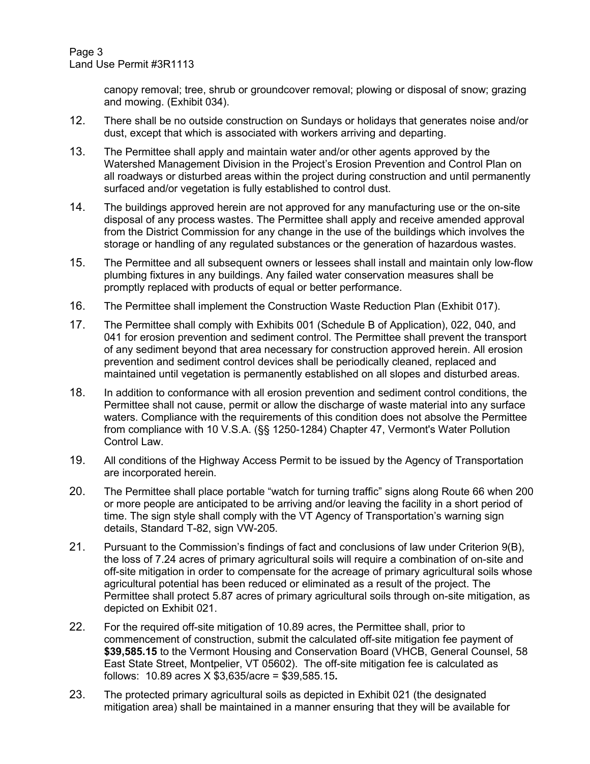canopy removal; tree, shrub or groundcover removal; plowing or disposal of snow; grazing and mowing. (Exhibit 034).

12. There shall be no outside construction on Sundays or holidays that generates noise and/or dust, except that which is associated with workers arriving and departing.

13. The Permittee shall apply and maintain water and/or other agents approved by the Watershed Management Division in the Project's Erosion Prevention and Control Plan on all roadways or disturbed areas within the project during construction and until permanently surfaced and/or vegetation is fully established to control dust.

14. The buildings approved herein are not approved for any manufacturing use or the on-site disposal of any process wastes. The Permittee shall apply and receive amended approval from the District Commission for any change in the use of the buildings which involves the storage or handling of any regulated substances or the generation of hazardous wastes.

15. The Permittee and all subsequent owners or lessees shall install and maintain only low-flow plumbing fixtures in any buildings. Any failed water conservation measures shall be promptly replaced with products of equal or better performance.

16. The Permittee shall implement the Construction Waste Reduction Plan (Exhibit 017).

17. The Permittee shall comply with Exhibits 001 (Schedule B of Application), 022, 040, and 041 for erosion prevention and sediment control. The Permittee shall prevent the transport of any sediment beyond that area necessary for construction approved herein. All erosion prevention and sediment control devices shall be periodically cleaned, replaced and maintained until vegetation is permanently established on all slopes and disturbed areas.

18. In addition to conformance with all erosion prevention and sediment control conditions, the Permittee shall not cause, permit or allow the discharge of waste material into any surface waters. Compliance with the requirements of this condition does not absolve the Permittee from compliance with 10 V.S.A. (§§ 1250-1284) Chapter 47, Vermont's Water Pollution Control Law.

19. All conditions of the Highway Access Permit to be issued by the Agency of Transportation are incorporated herein.

20. The Permittee shall place portable "watch for turning traffic" signs along Route 66 when 200 or more people are anticipated to be arriving and/or leaving the facility in a short period of time. The sign style shall comply with the VT Agency of Transportation's warning sign details, Standard T-82, sign VW-205.

21. Pursuant to the Commission's findings of fact and conclusions of law under Criterion 9(B), the loss of 7.24 acres of primary agricultural soils will require a combination of on-site and off-site mitigation in order to compensate for the acreage of primary agricultural soils whose agricultural potential has been reduced or eliminated as a result of the project. The Permittee shall protect 5.87 acres of primary agricultural soils through on-site mitigation, as depicted on Exhibit 021.

22. For the required off-site mitigation of 10.89 acres, the Permittee shall, prior to commencement of construction, submit the calculated off-site mitigation fee payment of **$39,585.15** to the Vermont Housing and Conservation Board (VHCB, General Counsel, 58 East State Street, Montpelier, VT 05602). The off-site mitigation fee is calculated as follows: 10.89 acres X $3,635/acre = $39,585.15**.**

23. The protected primary agricultural soils as depicted in Exhibit 021 (the designated mitigation area) shall be maintained in a manner ensuring that they will be available for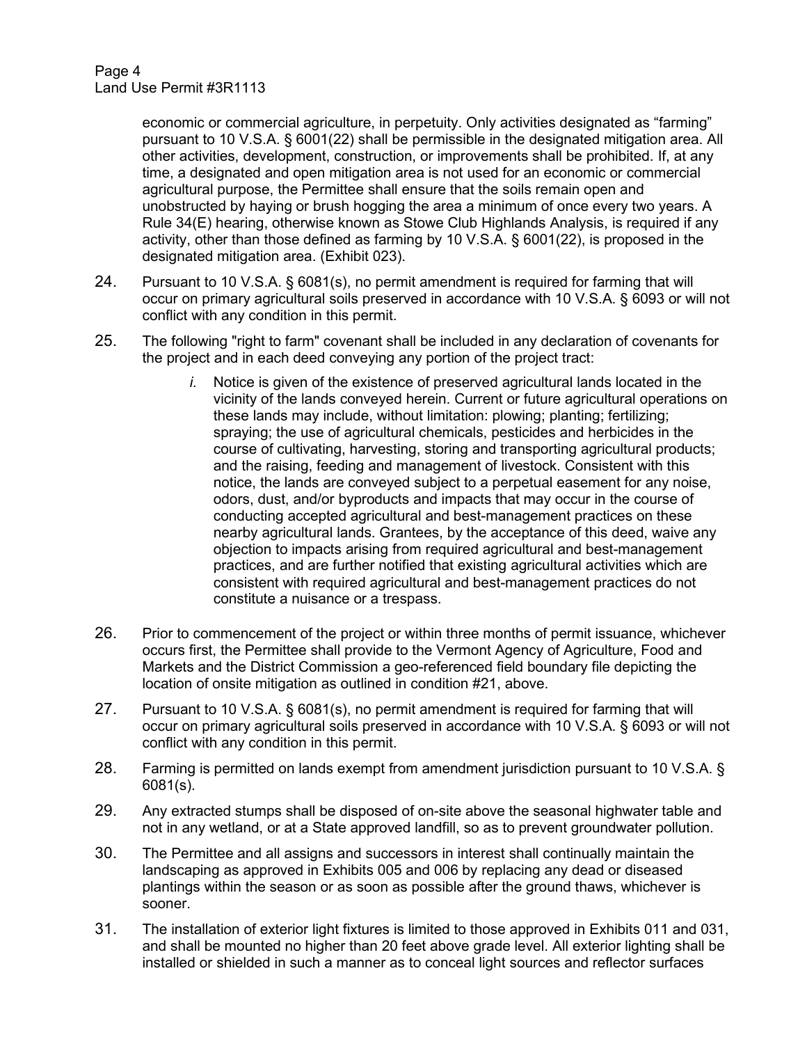economic or commercial agriculture, in perpetuity. Only activities designated as "farming" pursuant to 10 V.S.A. § 6001(22) shall be permissible in the designated mitigation area. All other activities, development, construction, or improvements shall be prohibited. If, at any time, a designated and open mitigation area is not used for an economic or commercial agricultural purpose, the Permittee shall ensure that the soils remain open and unobstructed by haying or brush hogging the area a minimum of once every two years. A Rule 34(E) hearing, otherwise known as Stowe Club Highlands Analysis, is required if any activity, other than those defined as farming by 10 V.S.A. § 6001(22), is proposed in the designated mitigation area. (Exhibit 023).

24. Pursuant to 10 V.S.A. § 6081(s), no permit amendment is required for farming that will occur on primary agricultural soils preserved in accordance with 10 V.S.A. § 6093 or will not conflict with any condition in this permit.

25. The following "right to farm" covenant shall be included in any declaration of covenants for the project and in each deed conveying any portion of the project tract:

    *i.* Notice is given of the existence of preserved agricultural lands located in the vicinity of the lands conveyed herein. Current or future agricultural operations on these lands may include, without limitation: plowing; planting; fertilizing; spraying; the use of agricultural chemicals, pesticides and herbicides in the course of cultivating, harvesting, storing and transporting agricultural products; and the raising, feeding and management of livestock. Consistent with this notice, the lands are conveyed subject to a perpetual easement for any noise, odors, dust, and/or byproducts and impacts that may occur in the course of conducting accepted agricultural and best-management practices on these nearby agricultural lands. Grantees, by the acceptance of this deed, waive any objection to impacts arising from required agricultural and best-management practices, and are further notified that existing agricultural activities which are consistent with required agricultural and best-management practices do not constitute a nuisance or a trespass.

26. Prior to commencement of the project or within three months of permit issuance, whichever occurs first, the Permittee shall provide to the Vermont Agency of Agriculture, Food and Markets and the District Commission a geo-referenced field boundary file depicting the location of onsite mitigation as outlined in condition #21, above.

27. Pursuant to 10 V.S.A. § 6081(s), no permit amendment is required for farming that will occur on primary agricultural soils preserved in accordance with 10 V.S.A. § 6093 or will not conflict with any condition in this permit.

28. Farming is permitted on lands exempt from amendment jurisdiction pursuant to 10 V.S.A. § 6081(s).

29. Any extracted stumps shall be disposed of on-site above the seasonal highwater table and not in any wetland, or at a State approved landfill, so as to prevent groundwater pollution.

30. The Permittee and all assigns and successors in interest shall continually maintain the landscaping as approved in Exhibits 005 and 006 by replacing any dead or diseased plantings within the season or as soon as possible after the ground thaws, whichever is sooner.

31. The installation of exterior light fixtures is limited to those approved in Exhibits 011 and 031, and shall be mounted no higher than 20 feet above grade level. All exterior lighting shall be installed or shielded in such a manner as to conceal light sources and reflector surfaces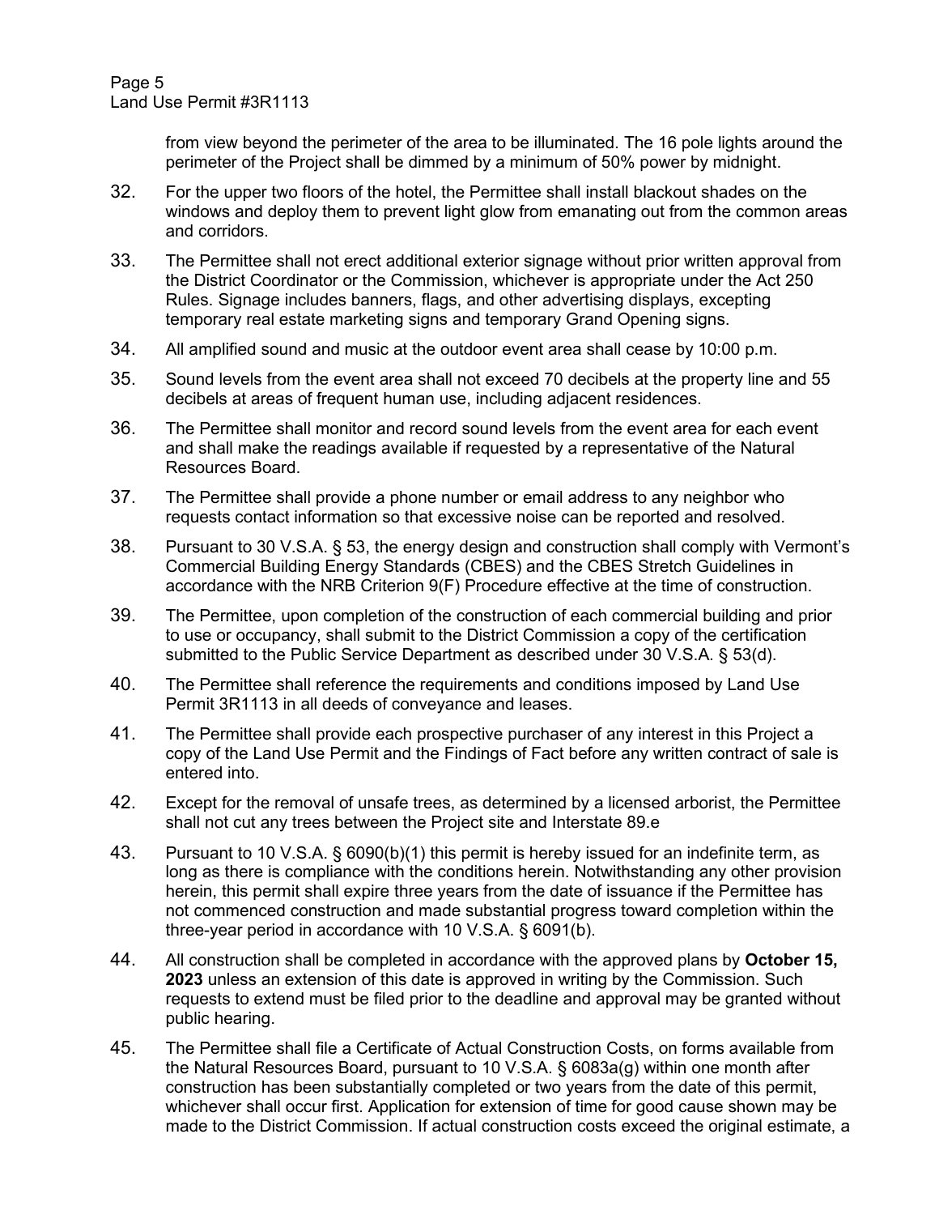from view beyond the perimeter of the area to be illuminated. The 16 pole lights around the perimeter of the Project shall be dimmed by a minimum of 50% power by midnight.

32. For the upper two floors of the hotel, the Permittee shall install blackout shades on the windows and deploy them to prevent light glow from emanating out from the common areas and corridors.

33. The Permittee shall not erect additional exterior signage without prior written approval from the District Coordinator or the Commission, whichever is appropriate under the Act 250 Rules. Signage includes banners, flags, and other advertising displays, excepting temporary real estate marketing signs and temporary Grand Opening signs.

34. All amplified sound and music at the outdoor event area shall cease by 10:00 p.m.

35. Sound levels from the event area shall not exceed 70 decibels at the property line and 55 decibels at areas of frequent human use, including adjacent residences.

36. The Permittee shall monitor and record sound levels from the event area for each event and shall make the readings available if requested by a representative of the Natural Resources Board.

37. The Permittee shall provide a phone number or email address to any neighbor who requests contact information so that excessive noise can be reported and resolved.

38. Pursuant to 30 V.S.A. § 53, the energy design and construction shall comply with Vermont's Commercial Building Energy Standards (CBES) and the CBES Stretch Guidelines in accordance with the NRB Criterion 9(F) Procedure effective at the time of construction.

39. The Permittee, upon completion of the construction of each commercial building and prior to use or occupancy, shall submit to the District Commission a copy of the certification submitted to the Public Service Department as described under 30 V.S.A. § 53(d).

40. The Permittee shall reference the requirements and conditions imposed by Land Use Permit 3R1113 in all deeds of conveyance and leases.

41. The Permittee shall provide each prospective purchaser of any interest in this Project a copy of the Land Use Permit and the Findings of Fact before any written contract of sale is entered into.

42. Except for the removal of unsafe trees, as determined by a licensed arborist, the Permittee shall not cut any trees between the Project site and Interstate 89.e

43. Pursuant to 10 V.S.A. § 6090(b)(1) this permit is hereby issued for an indefinite term, as long as there is compliance with the conditions herein. Notwithstanding any other provision herein, this permit shall expire three years from the date of issuance if the Permittee has not commenced construction and made substantial progress toward completion within the three-year period in accordance with 10 V.S.A. § 6091(b).

44. All construction shall be completed in accordance with the approved plans by **October 15, 2023** unless an extension of this date is approved in writing by the Commission. Such requests to extend must be filed prior to the deadline and approval may be granted without public hearing.

45. The Permittee shall file a Certificate of Actual Construction Costs, on forms available from the Natural Resources Board, pursuant to 10 V.S.A. § 6083a(g) within one month after construction has been substantially completed or two years from the date of this permit, whichever shall occur first. Application for extension of time for good cause shown may be made to the District Commission. If actual construction costs exceed the original estimate, a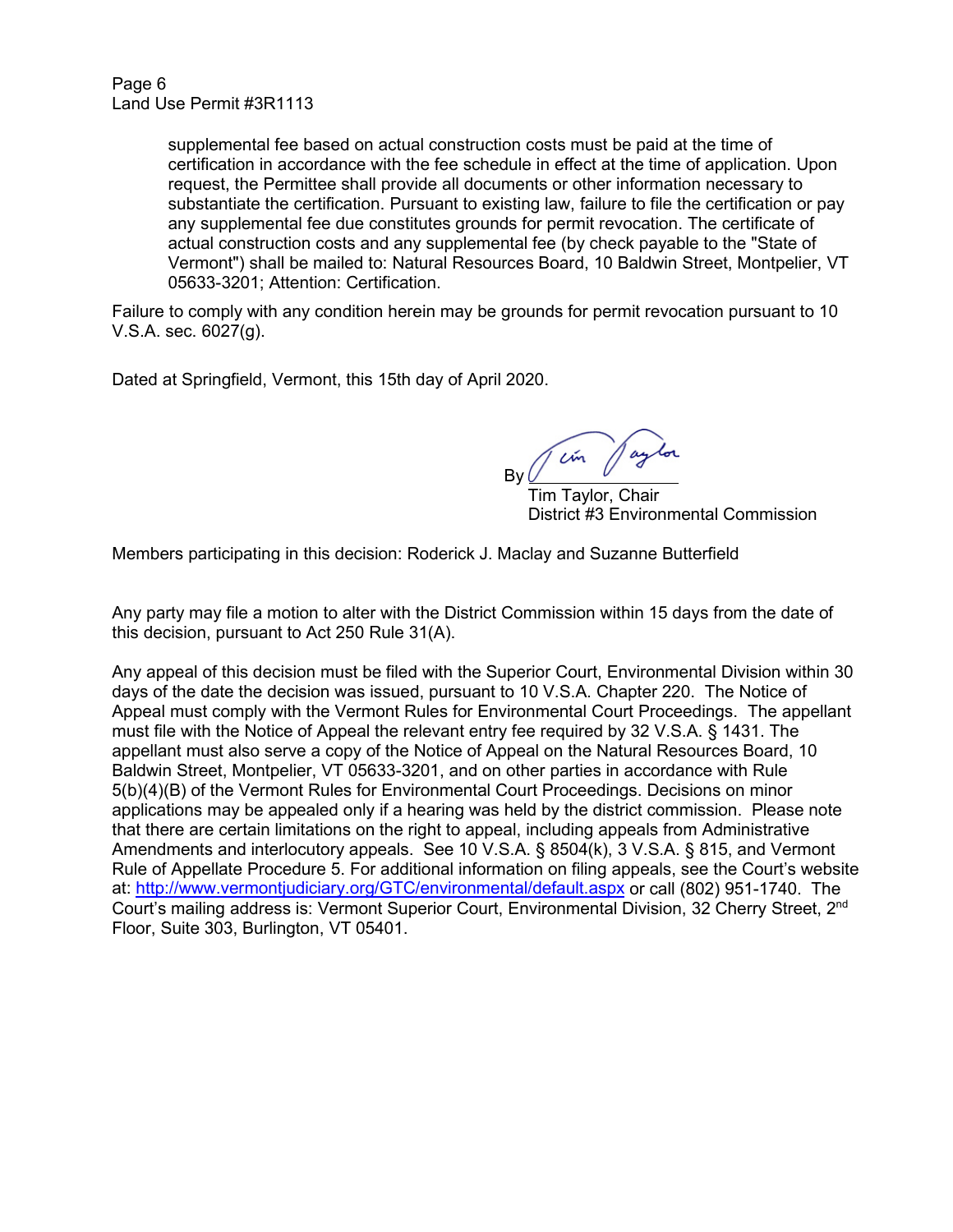supplemental fee based on actual construction costs must be paid at the time of certification in accordance with the fee schedule in effect at the time of application. Upon request, the Permittee shall provide all documents or other information necessary to substantiate the certification. Pursuant to existing law, failure to file the certification or pay any supplemental fee due constitutes grounds for permit revocation. The certificate of actual construction costs and any supplemental fee (by check payable to the "State of Vermont") shall be mailed to: Natural Resources Board, 10 Baldwin Street, Montpelier, VT 05633-3201; Attention: Certification.

Failure to comply with any condition herein may be grounds for permit revocation pursuant to 10 V.S.A. sec. 6027(g).

Dated at Springfield, Vermont, this 15th day of April 2020.

By ______________________
Tim Taylor, Chair
District #3 Environmental Commission

Members participating in this decision: Roderick J. Maclay and Suzanne Butterfield

Any party may file a motion to alter with the District Commission within 15 days from the date of this decision, pursuant to Act 250 Rule 31(A).

Any appeal of this decision must be filed with the Superior Court, Environmental Division within 30 days of the date the decision was issued, pursuant to 10 V.S.A. Chapter 220. The Notice of Appeal must comply with the Vermont Rules for Environmental Court Proceedings. The appellant must file with the Notice of Appeal the relevant entry fee required by 32 V.S.A. § 1431. The appellant must also serve a copy of the Notice of Appeal on the Natural Resources Board, 10 Baldwin Street, Montpelier, VT 05633-3201, and on other parties in accordance with Rule 5(b)(4)(B) of the Vermont Rules for Environmental Court Proceedings. Decisions on minor applications may be appealed only if a hearing was held by the district commission. Please note that there are certain limitations on the right to appeal, including appeals from Administrative Amendments and interlocutory appeals. See 10 V.S.A. § 8504(k), 3 V.S.A. § 815, and Vermont Rule of Appellate Procedure 5. For additional information on filing appeals, see the Court's website at: http://www.vermontjudiciary.org/GTC/environmental/default.aspx or call (802) 951-1740. The Court's mailing address is: Vermont Superior Court, Environmental Division, 32 Cherry Street, 2nd Floor, Suite 303, Burlington, VT 05401.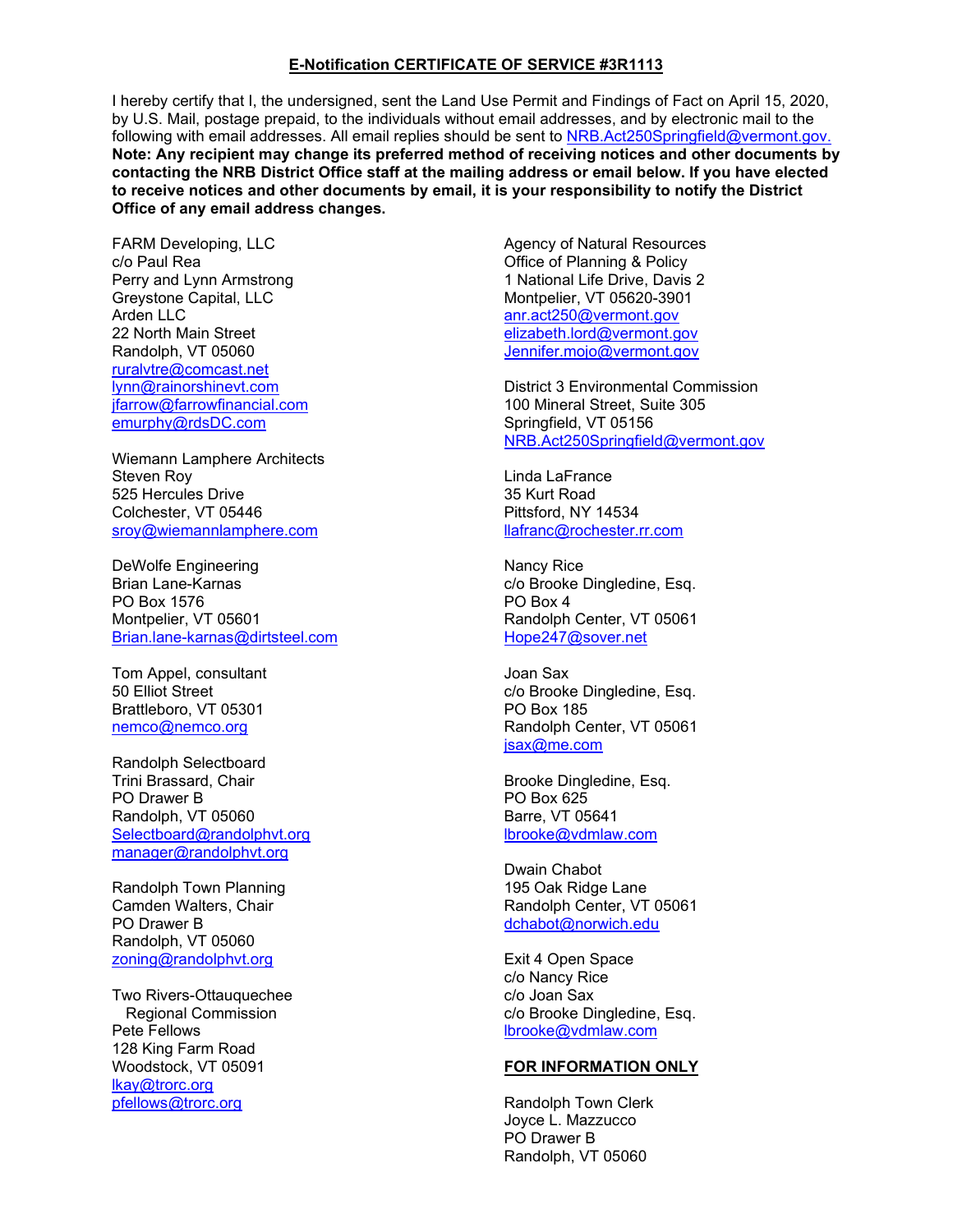**E-Notification CERTIFICATE OF SERVICE #3R1113**

I hereby certify that I, the undersigned, sent the Land Use Permit and Findings of Fact on April 15, 2020, by U.S. Mail, postage prepaid, to the individuals without email addresses, and by electronic mail to the following with email addresses. All email replies should be sent to NRB.Act250Springfield@vermont.gov. **Note: Any recipient may change its preferred method of receiving notices and other documents by contacting the NRB District Office staff at the mailing address or email below. If you have elected to receive notices and other documents by email, it is your responsibility to notify the District Office of any email address changes.**

FARM Developing, LLC
c/o Paul Rea
Perry and Lynn Armstrong
Greystone Capital, LLC
Arden LLC
22 North Main Street
Randolph, VT 05060
ruralvtre@comcast.net
lynn@rainorshinevt.com
jfarrow@farrowfinancial.com
emurphy@rdsDC.com

Wiemann Lamphere Architects
Steven Roy
525 Hercules Drive
Colchester, VT 05446
sroy@wiemannlamphere.com

DeWolfe Engineering
Brian Lane-Karnas
PO Box 1576
Montpelier, VT 05601
Brian.lane-karnas@dirtsteel.com

Tom Appel, consultant
50 Elliot Street
Brattleboro, VT 05301
nemco@nemco.org

Randolph Selectboard
Trini Brassard, Chair
PO Drawer B
Randolph, VT 05060
Selectboard@randolphvt.org
manager@randolphvt.org

Randolph Town Planning
Camden Walters, Chair
PO Drawer B
Randolph, VT 05060
zoning@randolphvt.org

Two Rivers-Ottauquechee Regional Commission
Pete Fellows
128 King Farm Road
Woodstock, VT 05091
lkay@trorc.org
pfellows@trorc.org

Agency of Natural Resources
Office of Planning & Policy
1 National Life Drive, Davis 2
Montpelier, VT 05620-3901
anr.act250@vermont.gov
elizabeth.lord@vermont.gov
Jennifer.mojo@vermont.gov

District 3 Environmental Commission
100 Mineral Street, Suite 305
Springfield, VT 05156
NRB.Act250Springfield@vermont.gov

Linda LaFrance
35 Kurt Road
Pittsford, NY 14534
llafranc@rochester.rr.com

Nancy Rice
c/o Brooke Dingledine, Esq.
PO Box 4
Randolph Center, VT 05061
Hope247@sover.net

Joan Sax
c/o Brooke Dingledine, Esq.
PO Box 185
Randolph Center, VT 05061
jsax@me.com

Brooke Dingledine, Esq.
PO Box 625
Barre, VT 05641
lbrooke@vdmlaw.com

Dwain Chabot
195 Oak Ridge Lane
Randolph Center, VT 05061
dchabot@norwich.edu

Exit 4 Open Space
c/o Nancy Rice
c/o Joan Sax
c/o Brooke Dingledine, Esq.
lbrooke@vdmlaw.com

**FOR INFORMATION ONLY**

Randolph Town Clerk
Joyce L. Mazzucco
PO Drawer B
Randolph, VT 05060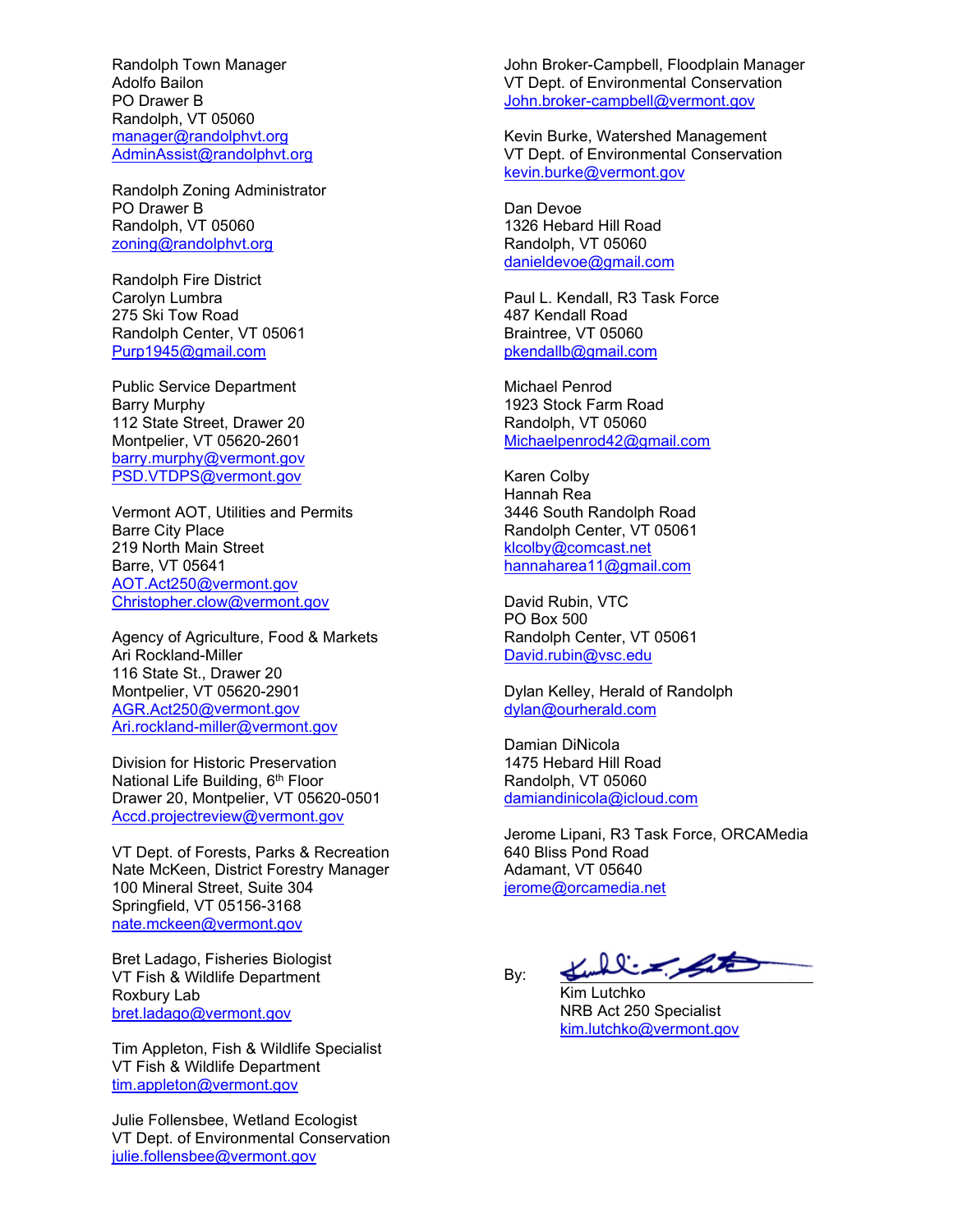Randolph Town Manager
Adolfo Bailon
PO Drawer B
Randolph, VT 05060
manager@randolphvt.org
AdminAssist@randolphvt.org

Randolph Zoning Administrator
PO Drawer B
Randolph, VT 05060
zoning@randolphvt.org

Randolph Fire District
Carolyn Lumbra
275 Ski Tow Road
Randolph Center, VT 05061
Purp1945@gmail.com

Public Service Department
Barry Murphy
112 State Street, Drawer 20
Montpelier, VT 05620-2601
barry.murphy@vermont.gov
PSD.VTDPS@vermont.gov

Vermont AOT, Utilities and Permits
Barre City Place
219 North Main Street
Barre, VT 05641
AOT.Act250@vermont.gov
Christopher.clow@vermont.gov

Agency of Agriculture, Food & Markets
Ari Rockland-Miller
116 State St., Drawer 20
Montpelier, VT 05620-2901
AGR.Act250@vermont.gov
Ari.rockland-miller@vermont.gov

Division for Historic Preservation
National Life Building, 6th Floor
Drawer 20, Montpelier, VT 05620-0501
Accd.projectreview@vermont.gov

VT Dept. of Forests, Parks & Recreation
Nate McKeen, District Forestry Manager
100 Mineral Street, Suite 304
Springfield, VT 05156-3168
nate.mckeen@vermont.gov

Bret Ladago, Fisheries Biologist
VT Fish & Wildlife Department
Roxbury Lab
bret.ladago@vermont.gov

Tim Appleton, Fish & Wildlife Specialist
VT Fish & Wildlife Department
tim.appleton@vermont.gov

Julie Follensbee, Wetland Ecologist
VT Dept. of Environmental Conservation
julie.follensbee@vermont.gov

John Broker-Campbell, Floodplain Manager
VT Dept. of Environmental Conservation
John.broker-campbell@vermont.gov

Kevin Burke, Watershed Management
VT Dept. of Environmental Conservation
kevin.burke@vermont.gov

Dan Devoe
1326 Hebard Hill Road
Randolph, VT 05060
danieldevoe@gmail.com

Paul L. Kendall, R3 Task Force
487 Kendall Road
Braintree, VT 05060
pkendallb@gmail.com

Michael Penrod
1923 Stock Farm Road
Randolph, VT 05060
Michaelpenrod42@gmail.com

Karen Colby
Hannah Rea
3446 South Randolph Road
Randolph Center, VT 05061
klcolby@comcast.net
hannaharea11@gmail.com

David Rubin, VTC
PO Box 500
Randolph Center, VT 05061
David.rubin@vsc.edu

Dylan Kelley, Herald of Randolph
dylan@ourherald.com

Damian DiNicola
1475 Hebard Hill Road
Randolph, VT 05060
damiandinicola@icloud.com

Jerome Lipani, R3 Task Force, ORCAMedia
640 Bliss Pond Road
Adamant, VT 05640
jerome@orcamedia.net

By: ______________________
Kim Lutchko
NRB Act 250 Specialist
kim.lutchko@vermont.gov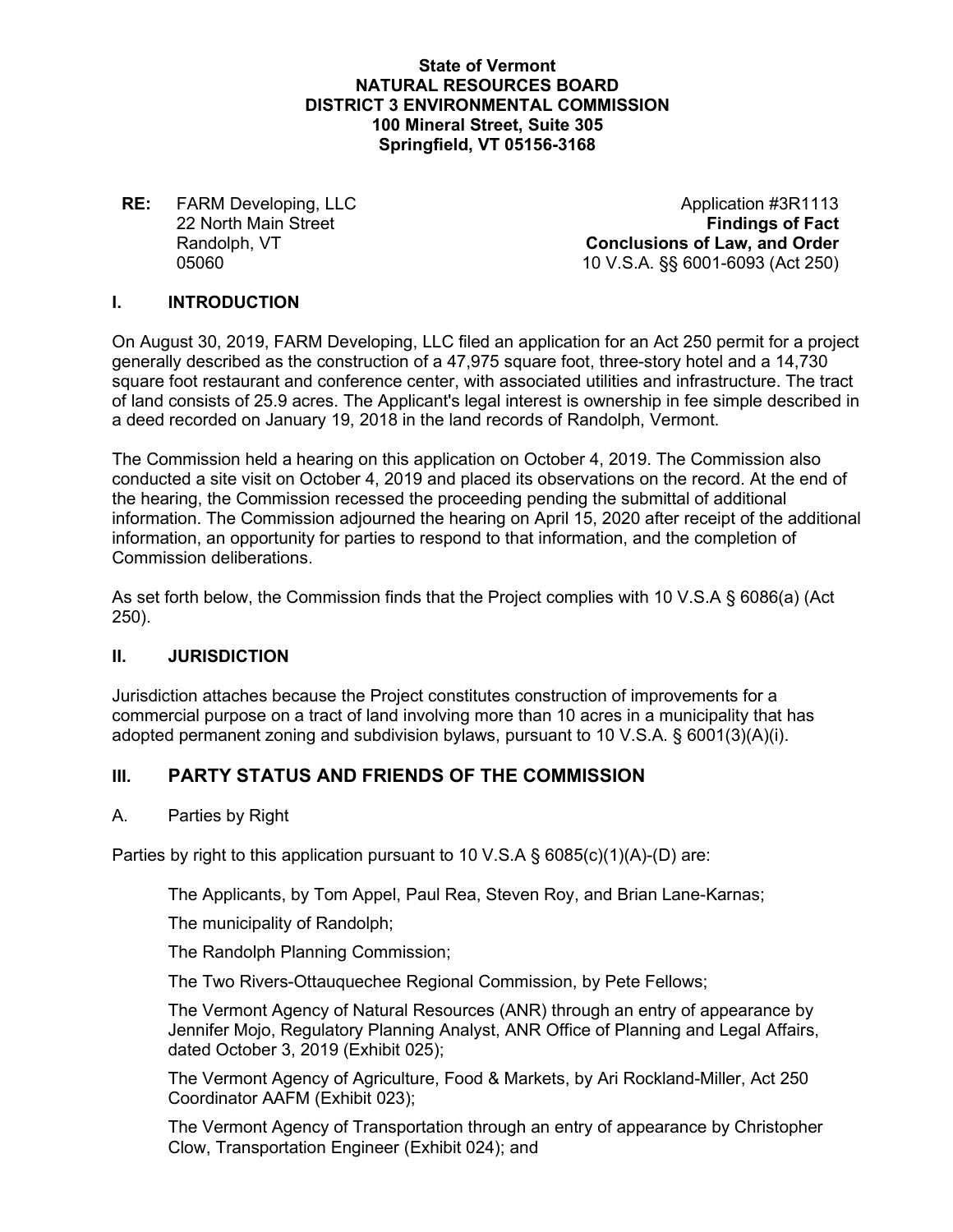**State of Vermont**
**NATURAL RESOURCES BOARD**
**DISTRICT 3 ENVIRONMENTAL COMMISSION**
**100 Mineral Street, Suite 305**
**Springfield, VT 05156-3168**

**RE:** FARM Developing, LLC
22 North Main Street
Randolph, VT
05060

Application #3R1113
**Findings of Fact**
**Conclusions of Law, and Order**
10 V.S.A. §§ 6001-6093 (Act 250)

## I. INTRODUCTION

On August 30, 2019, FARM Developing, LLC filed an application for an Act 250 permit for a project generally described as the construction of a 47,975 square foot, three-story hotel and a 14,730 square foot restaurant and conference center, with associated utilities and infrastructure. The tract of land consists of 25.9 acres. The Applicant's legal interest is ownership in fee simple described in a deed recorded on January 19, 2018 in the land records of Randolph, Vermont.

The Commission held a hearing on this application on October 4, 2019. The Commission also conducted a site visit on October 4, 2019 and placed its observations on the record. At the end of the hearing, the Commission recessed the proceeding pending the submittal of additional information. The Commission adjourned the hearing on April 15, 2020 after receipt of the additional information, an opportunity for parties to respond to that information, and the completion of Commission deliberations.

As set forth below, the Commission finds that the Project complies with 10 V.S.A § 6086(a) (Act 250).

## II. JURISDICTION

Jurisdiction attaches because the Project constitutes construction of improvements for a commercial purpose on a tract of land involving more than 10 acres in a municipality that has adopted permanent zoning and subdivision bylaws, pursuant to 10 V.S.A. § 6001(3)(A)(i).

## III. PARTY STATUS AND FRIENDS OF THE COMMISSION

### A. Parties by Right

Parties by right to this application pursuant to 10 V.S.A § 6085(c)(1)(A)-(D) are:

The Applicants, by Tom Appel, Paul Rea, Steven Roy, and Brian Lane-Karnas;

The municipality of Randolph;

The Randolph Planning Commission;

The Two Rivers-Ottauquechee Regional Commission, by Pete Fellows;

The Vermont Agency of Natural Resources (ANR) through an entry of appearance by Jennifer Mojo, Regulatory Planning Analyst, ANR Office of Planning and Legal Affairs, dated October 3, 2019 (Exhibit 025);

The Vermont Agency of Agriculture, Food & Markets, by Ari Rockland-Miller, Act 250 Coordinator AAFM (Exhibit 023);

The Vermont Agency of Transportation through an entry of appearance by Christopher Clow, Transportation Engineer (Exhibit 024); and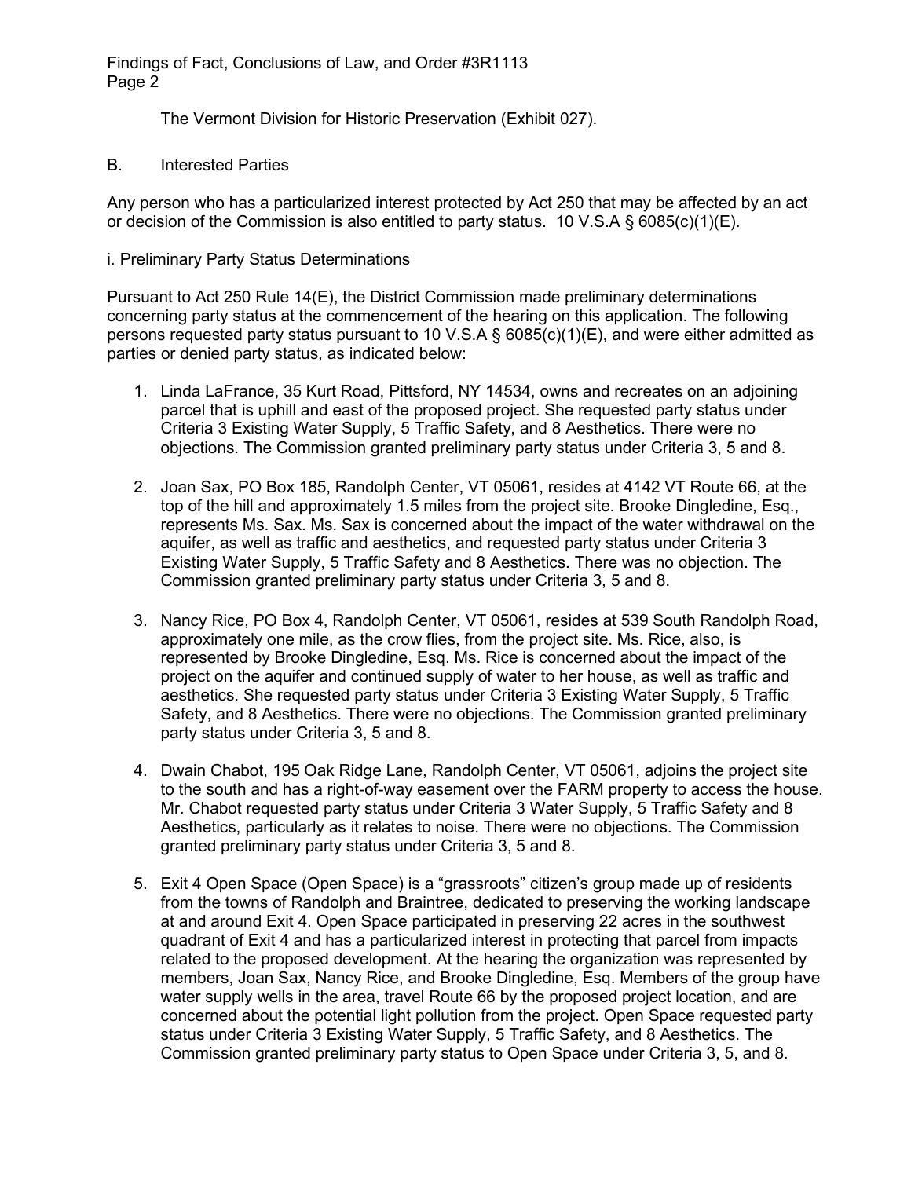The Vermont Division for Historic Preservation (Exhibit 027).

B. Interested Parties

Any person who has a particularized interest protected by Act 250 that may be affected by an act or decision of the Commission is also entitled to party status. 10 V.S.A § 6085(c)(1)(E).

i. Preliminary Party Status Determinations

Pursuant to Act 250 Rule 14(E), the District Commission made preliminary determinations concerning party status at the commencement of the hearing on this application. The following persons requested party status pursuant to 10 V.S.A § 6085(c)(1)(E), and were either admitted as parties or denied party status, as indicated below:

1. Linda LaFrance, 35 Kurt Road, Pittsford, NY 14534, owns and recreates on an adjoining parcel that is uphill and east of the proposed project. She requested party status under Criteria 3 Existing Water Supply, 5 Traffic Safety, and 8 Aesthetics. There were no objections. The Commission granted preliminary party status under Criteria 3, 5 and 8.

2. Joan Sax, PO Box 185, Randolph Center, VT 05061, resides at 4142 VT Route 66, at the top of the hill and approximately 1.5 miles from the project site. Brooke Dingledine, Esq., represents Ms. Sax. Ms. Sax is concerned about the impact of the water withdrawal on the aquifer, as well as traffic and aesthetics, and requested party status under Criteria 3 Existing Water Supply, 5 Traffic Safety and 8 Aesthetics. There was no objection. The Commission granted preliminary party status under Criteria 3, 5 and 8.

3. Nancy Rice, PO Box 4, Randolph Center, VT 05061, resides at 539 South Randolph Road, approximately one mile, as the crow flies, from the project site. Ms. Rice, also, is represented by Brooke Dingledine, Esq. Ms. Rice is concerned about the impact of the project on the aquifer and continued supply of water to her house, as well as traffic and aesthetics. She requested party status under Criteria 3 Existing Water Supply, 5 Traffic Safety, and 8 Aesthetics. There were no objections. The Commission granted preliminary party status under Criteria 3, 5 and 8.

4. Dwain Chabot, 195 Oak Ridge Lane, Randolph Center, VT 05061, adjoins the project site to the south and has a right-of-way easement over the FARM property to access the house. Mr. Chabot requested party status under Criteria 3 Water Supply, 5 Traffic Safety and 8 Aesthetics, particularly as it relates to noise. There were no objections. The Commission granted preliminary party status under Criteria 3, 5 and 8.

5. Exit 4 Open Space (Open Space) is a "grassroots" citizen's group made up of residents from the towns of Randolph and Braintree, dedicated to preserving the working landscape at and around Exit 4. Open Space participated in preserving 22 acres in the southwest quadrant of Exit 4 and has a particularized interest in protecting that parcel from impacts related to the proposed development. At the hearing the organization was represented by members, Joan Sax, Nancy Rice, and Brooke Dingledine, Esq. Members of the group have water supply wells in the area, travel Route 66 by the proposed project location, and are concerned about the potential light pollution from the project. Open Space requested party status under Criteria 3 Existing Water Supply, 5 Traffic Safety, and 8 Aesthetics. The Commission granted preliminary party status to Open Space under Criteria 3, 5, and 8.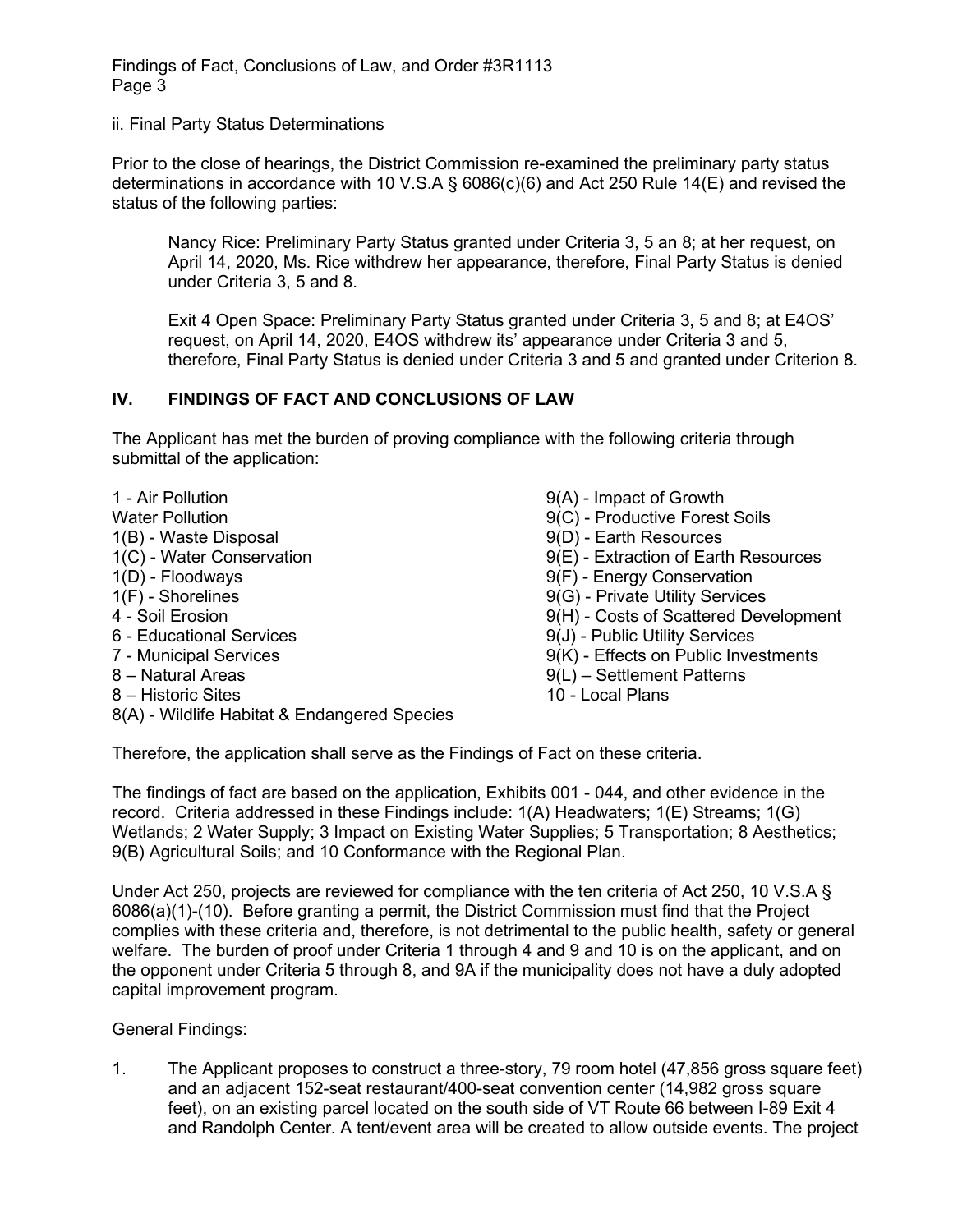ii. Final Party Status Determinations

Prior to the close of hearings, the District Commission re-examined the preliminary party status determinations in accordance with 10 V.S.A § 6086(c)(6) and Act 250 Rule 14(E) and revised the status of the following parties:

> Nancy Rice: Preliminary Party Status granted under Criteria 3, 5 an 8; at her request, on April 14, 2020, Ms. Rice withdrew her appearance, therefore, Final Party Status is denied under Criteria 3, 5 and 8.
>
> Exit 4 Open Space: Preliminary Party Status granted under Criteria 3, 5 and 8; at E4OS' request, on April 14, 2020, E4OS withdrew its' appearance under Criteria 3 and 5, therefore, Final Party Status is denied under Criteria 3 and 5 and granted under Criterion 8.

## IV. FINDINGS OF FACT AND CONCLUSIONS OF LAW

The Applicant has met the burden of proving compliance with the following criteria through submittal of the application:

1 - Air Pollution
Water Pollution
1(B) - Waste Disposal
1(C) - Water Conservation
1(D) - Floodways
1(F) - Shorelines
4 - Soil Erosion
6 - Educational Services
7 - Municipal Services
8 – Natural Areas
8 – Historic Sites
8(A) - Wildlife Habitat & Endangered Species
9(A) - Impact of Growth
9(C) - Productive Forest Soils
9(D) - Earth Resources
9(E) - Extraction of Earth Resources
9(F) - Energy Conservation
9(G) - Private Utility Services
9(H) - Costs of Scattered Development
9(J) - Public Utility Services
9(K) - Effects on Public Investments
9(L) – Settlement Patterns
10 - Local Plans

Therefore, the application shall serve as the Findings of Fact on these criteria.

The findings of fact are based on the application, Exhibits 001 - 044, and other evidence in the record. Criteria addressed in these Findings include: 1(A) Headwaters; 1(E) Streams; 1(G) Wetlands; 2 Water Supply; 3 Impact on Existing Water Supplies; 5 Transportation; 8 Aesthetics; 9(B) Agricultural Soils; and 10 Conformance with the Regional Plan.

Under Act 250, projects are reviewed for compliance with the ten criteria of Act 250, 10 V.S.A § 6086(a)(1)-(10). Before granting a permit, the District Commission must find that the Project complies with these criteria and, therefore, is not detrimental to the public health, safety or general welfare. The burden of proof under Criteria 1 through 4 and 9 and 10 is on the applicant, and on the opponent under Criteria 5 through 8, and 9A if the municipality does not have a duly adopted capital improvement program.

General Findings:

1. The Applicant proposes to construct a three-story, 79 room hotel (47,856 gross square feet) and an adjacent 152-seat restaurant/400-seat convention center (14,982 gross square feet), on an existing parcel located on the south side of VT Route 66 between I-89 Exit 4 and Randolph Center. A tent/event area will be created to allow outside events. The project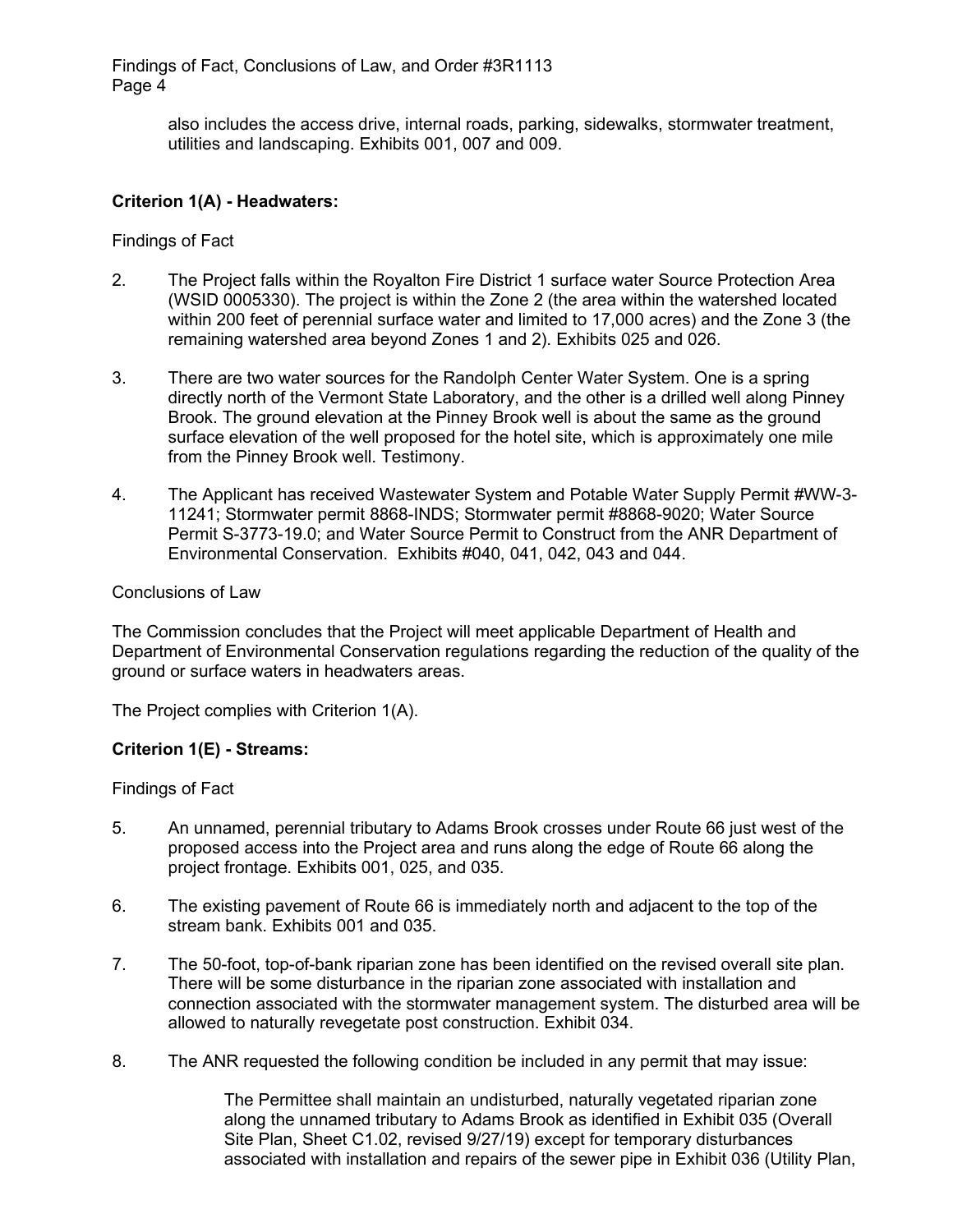also includes the access drive, internal roads, parking, sidewalks, stormwater treatment, utilities and landscaping. Exhibits 001, 007 and 009.

**Criterion 1(A) - Headwaters:**

Findings of Fact

2. The Project falls within the Royalton Fire District 1 surface water Source Protection Area (WSID 0005330). The project is within the Zone 2 (the area within the watershed located within 200 feet of perennial surface water and limited to 17,000 acres) and the Zone 3 (the remaining watershed area beyond Zones 1 and 2). Exhibits 025 and 026.

3. There are two water sources for the Randolph Center Water System. One is a spring directly north of the Vermont State Laboratory, and the other is a drilled well along Pinney Brook. The ground elevation at the Pinney Brook well is about the same as the ground surface elevation of the well proposed for the hotel site, which is approximately one mile from the Pinney Brook well. Testimony.

4. The Applicant has received Wastewater System and Potable Water Supply Permit #WW-3-11241; Stormwater permit 8868-INDS; Stormwater permit #8868-9020; Water Source Permit S-3773-19.0; and Water Source Permit to Construct from the ANR Department of Environmental Conservation. Exhibits #040, 041, 042, 043 and 044.

Conclusions of Law

The Commission concludes that the Project will meet applicable Department of Health and Department of Environmental Conservation regulations regarding the reduction of the quality of the ground or surface waters in headwaters areas.

The Project complies with Criterion 1(A).

**Criterion 1(E) - Streams:**

Findings of Fact

5. An unnamed, perennial tributary to Adams Brook crosses under Route 66 just west of the proposed access into the Project area and runs along the edge of Route 66 along the project frontage. Exhibits 001, 025, and 035.

6. The existing pavement of Route 66 is immediately north and adjacent to the top of the stream bank. Exhibits 001 and 035.

7. The 50-foot, top-of-bank riparian zone has been identified on the revised overall site plan. There will be some disturbance in the riparian zone associated with installation and connection associated with the stormwater management system. The disturbed area will be allowed to naturally revegetate post construction. Exhibit 034.

8. The ANR requested the following condition be included in any permit that may issue:

> The Permittee shall maintain an undisturbed, naturally vegetated riparian zone along the unnamed tributary to Adams Brook as identified in Exhibit 035 (Overall Site Plan, Sheet C1.02, revised 9/27/19) except for temporary disturbances associated with installation and repairs of the sewer pipe in Exhibit 036 (Utility Plan,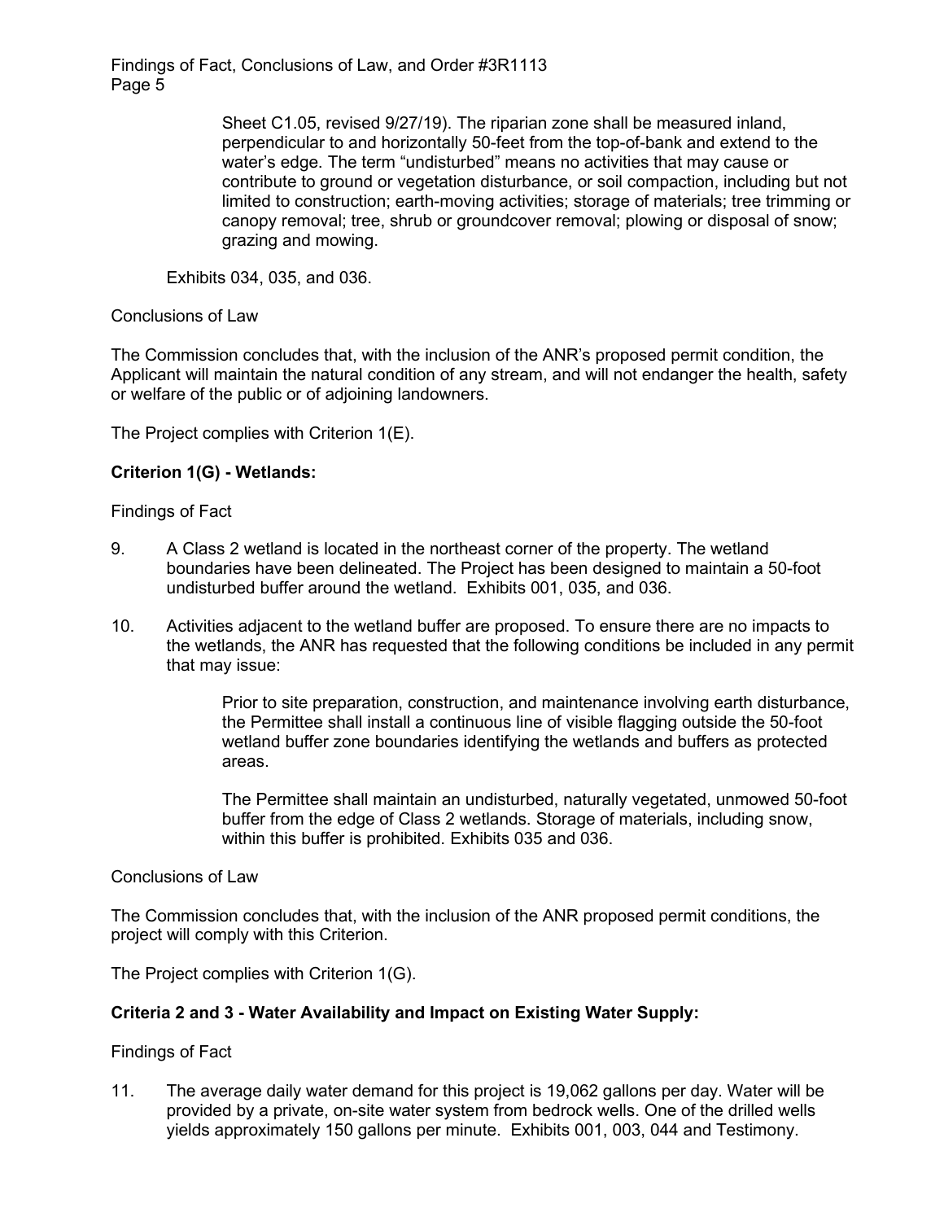> Sheet C1.05, revised 9/27/19). The riparian zone shall be measured inland, perpendicular to and horizontally 50-feet from the top-of-bank and extend to the water's edge. The term "undisturbed" means no activities that may cause or contribute to ground or vegetation disturbance, or soil compaction, including but not limited to construction; earth-moving activities; storage of materials; tree trimming or canopy removal; tree, shrub or groundcover removal; plowing or disposal of snow; grazing and mowing.

Exhibits 034, 035, and 036.

Conclusions of Law

The Commission concludes that, with the inclusion of the ANR's proposed permit condition, the Applicant will maintain the natural condition of any stream, and will not endanger the health, safety or welfare of the public or of adjoining landowners.

The Project complies with Criterion 1(E).

**Criterion 1(G) - Wetlands:**

Findings of Fact

9. A Class 2 wetland is located in the northeast corner of the property. The wetland boundaries have been delineated. The Project has been designed to maintain a 50-foot undisturbed buffer around the wetland. Exhibits 001, 035, and 036.

10. Activities adjacent to the wetland buffer are proposed. To ensure there are no impacts to the wetlands, the ANR has requested that the following conditions be included in any permit that may issue:

> Prior to site preparation, construction, and maintenance involving earth disturbance, the Permittee shall install a continuous line of visible flagging outside the 50-foot wetland buffer zone boundaries identifying the wetlands and buffers as protected areas.
>
> The Permittee shall maintain an undisturbed, naturally vegetated, unmowed 50-foot buffer from the edge of Class 2 wetlands. Storage of materials, including snow, within this buffer is prohibited. Exhibits 035 and 036.

Conclusions of Law

The Commission concludes that, with the inclusion of the ANR proposed permit conditions, the project will comply with this Criterion.

The Project complies with Criterion 1(G).

**Criteria 2 and 3 - Water Availability and Impact on Existing Water Supply:**

Findings of Fact

11. The average daily water demand for this project is 19,062 gallons per day. Water will be provided by a private, on-site water system from bedrock wells. One of the drilled wells yields approximately 150 gallons per minute. Exhibits 001, 003, 044 and Testimony.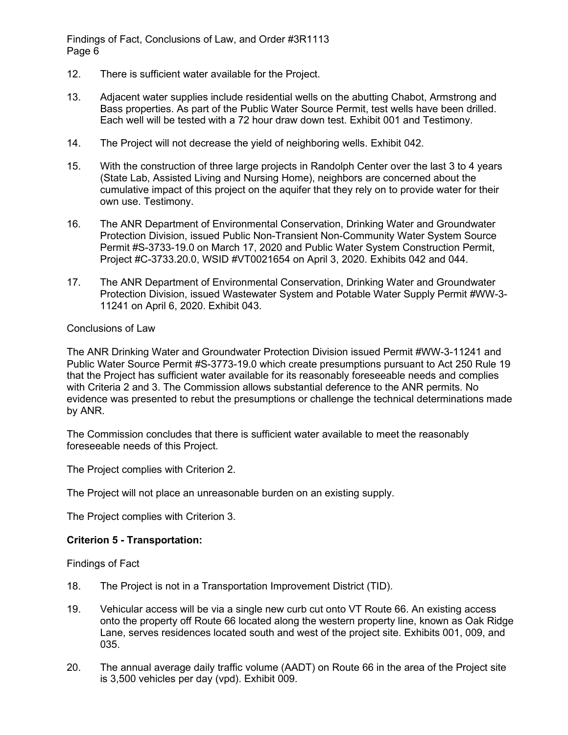12. There is sufficient water available for the Project.

13. Adjacent water supplies include residential wells on the abutting Chabot, Armstrong and Bass properties. As part of the Public Water Source Permit, test wells have been drilled. Each well will be tested with a 72 hour draw down test. Exhibit 001 and Testimony.

14. The Project will not decrease the yield of neighboring wells. Exhibit 042.

15. With the construction of three large projects in Randolph Center over the last 3 to 4 years (State Lab, Assisted Living and Nursing Home), neighbors are concerned about the cumulative impact of this project on the aquifer that they rely on to provide water for their own use. Testimony.

16. The ANR Department of Environmental Conservation, Drinking Water and Groundwater Protection Division, issued Public Non-Transient Non-Community Water System Source Permit #S-3733-19.0 on March 17, 2020 and Public Water System Construction Permit, Project #C-3733.20.0, WSID #VT0021654 on April 3, 2020. Exhibits 042 and 044.

17. The ANR Department of Environmental Conservation, Drinking Water and Groundwater Protection Division, issued Wastewater System and Potable Water Supply Permit #WW-3-11241 on April 6, 2020. Exhibit 043.

Conclusions of Law

The ANR Drinking Water and Groundwater Protection Division issued Permit #WW-3-11241 and Public Water Source Permit #S-3773-19.0 which create presumptions pursuant to Act 250 Rule 19 that the Project has sufficient water available for its reasonably foreseeable needs and complies with Criteria 2 and 3. The Commission allows substantial deference to the ANR permits. No evidence was presented to rebut the presumptions or challenge the technical determinations made by ANR.

The Commission concludes that there is sufficient water available to meet the reasonably foreseeable needs of this Project.

The Project complies with Criterion 2.

The Project will not place an unreasonable burden on an existing supply.

The Project complies with Criterion 3.

**Criterion 5 - Transportation:**

Findings of Fact

18. The Project is not in a Transportation Improvement District (TID).

19. Vehicular access will be via a single new curb cut onto VT Route 66. An existing access onto the property off Route 66 located along the western property line, known as Oak Ridge Lane, serves residences located south and west of the project site. Exhibits 001, 009, and 035.

20. The annual average daily traffic volume (AADT) on Route 66 in the area of the Project site is 3,500 vehicles per day (vpd). Exhibit 009.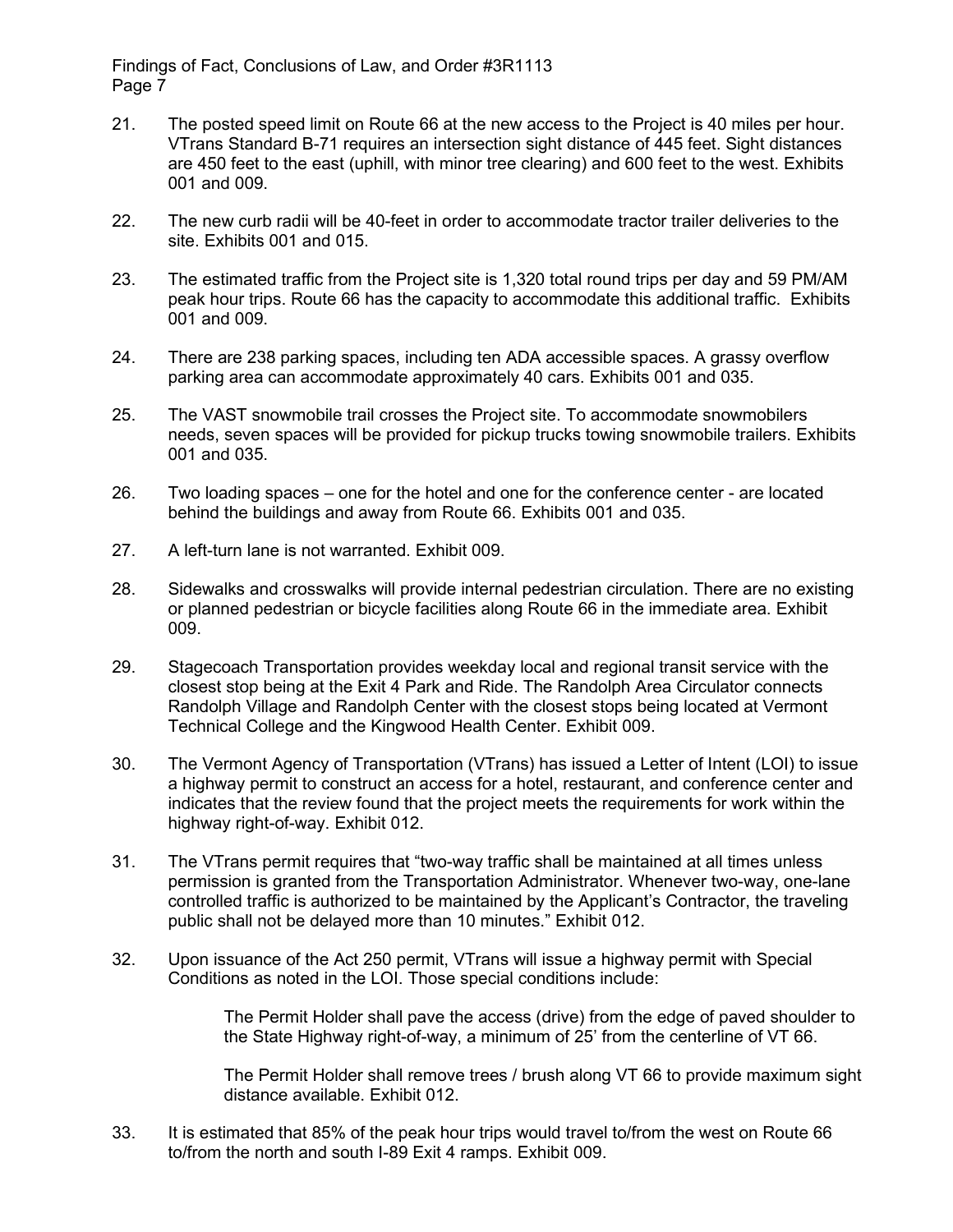21. The posted speed limit on Route 66 at the new access to the Project is 40 miles per hour. VTrans Standard B-71 requires an intersection sight distance of 445 feet. Sight distances are 450 feet to the east (uphill, with minor tree clearing) and 600 feet to the west. Exhibits 001 and 009.

22. The new curb radii will be 40-feet in order to accommodate tractor trailer deliveries to the site. Exhibits 001 and 015.

23. The estimated traffic from the Project site is 1,320 total round trips per day and 59 PM/AM peak hour trips. Route 66 has the capacity to accommodate this additional traffic. Exhibits 001 and 009.

24. There are 238 parking spaces, including ten ADA accessible spaces. A grassy overflow parking area can accommodate approximately 40 cars. Exhibits 001 and 035.

25. The VAST snowmobile trail crosses the Project site. To accommodate snowmobilers needs, seven spaces will be provided for pickup trucks towing snowmobile trailers. Exhibits 001 and 035.

26. Two loading spaces – one for the hotel and one for the conference center - are located behind the buildings and away from Route 66. Exhibits 001 and 035.

27. A left-turn lane is not warranted. Exhibit 009.

28. Sidewalks and crosswalks will provide internal pedestrian circulation. There are no existing or planned pedestrian or bicycle facilities along Route 66 in the immediate area. Exhibit 009.

29. Stagecoach Transportation provides weekday local and regional transit service with the closest stop being at the Exit 4 Park and Ride. The Randolph Area Circulator connects Randolph Village and Randolph Center with the closest stops being located at Vermont Technical College and the Kingwood Health Center. Exhibit 009.

30. The Vermont Agency of Transportation (VTrans) has issued a Letter of Intent (LOI) to issue a highway permit to construct an access for a hotel, restaurant, and conference center and indicates that the review found that the project meets the requirements for work within the highway right-of-way. Exhibit 012.

31. The VTrans permit requires that "two-way traffic shall be maintained at all times unless permission is granted from the Transportation Administrator. Whenever two-way, one-lane controlled traffic is authorized to be maintained by the Applicant's Contractor, the traveling public shall not be delayed more than 10 minutes." Exhibit 012.

32. Upon issuance of the Act 250 permit, VTrans will issue a highway permit with Special Conditions as noted in the LOI. Those special conditions include:

    The Permit Holder shall pave the access (drive) from the edge of paved shoulder to the State Highway right-of-way, a minimum of 25' from the centerline of VT 66.

    The Permit Holder shall remove trees / brush along VT 66 to provide maximum sight distance available. Exhibit 012.

33. It is estimated that 85% of the peak hour trips would travel to/from the west on Route 66 to/from the north and south I-89 Exit 4 ramps. Exhibit 009.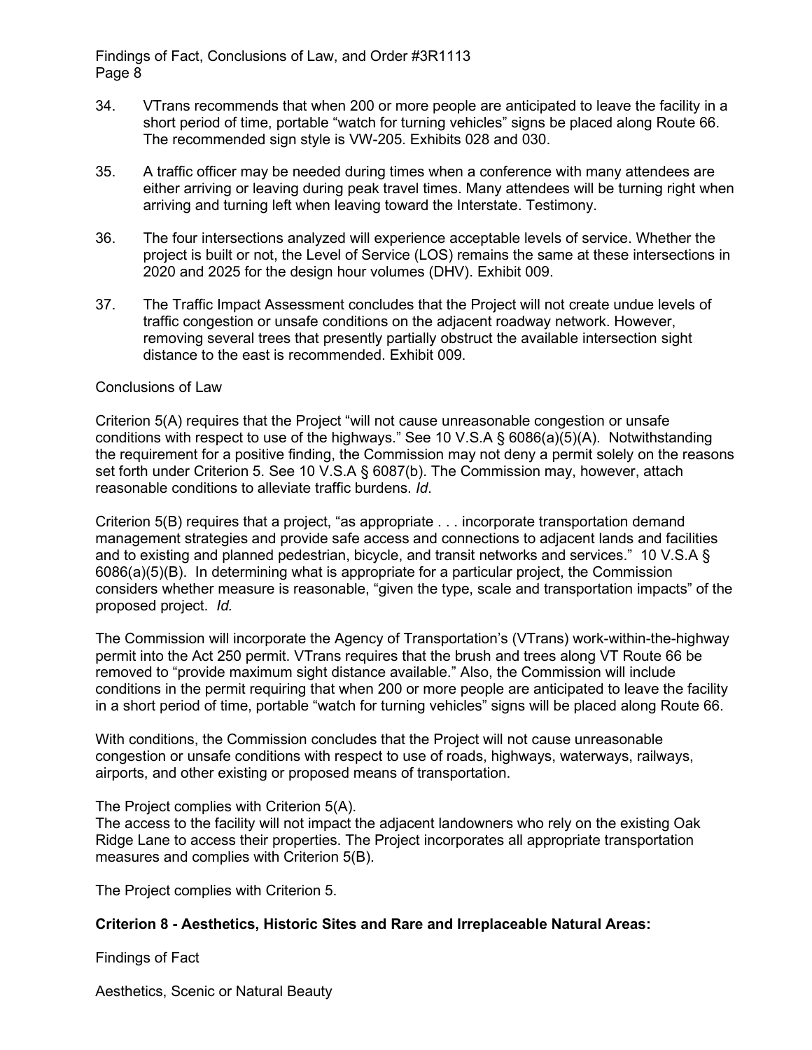34. VTrans recommends that when 200 or more people are anticipated to leave the facility in a short period of time, portable "watch for turning vehicles" signs be placed along Route 66. The recommended sign style is VW-205. Exhibits 028 and 030.

35. A traffic officer may be needed during times when a conference with many attendees are either arriving or leaving during peak travel times. Many attendees will be turning right when arriving and turning left when leaving toward the Interstate. Testimony.

36. The four intersections analyzed will experience acceptable levels of service. Whether the project is built or not, the Level of Service (LOS) remains the same at these intersections in 2020 and 2025 for the design hour volumes (DHV). Exhibit 009.

37. The Traffic Impact Assessment concludes that the Project will not create undue levels of traffic congestion or unsafe conditions on the adjacent roadway network. However, removing several trees that presently partially obstruct the available intersection sight distance to the east is recommended. Exhibit 009.

Conclusions of Law

Criterion 5(A) requires that the Project "will not cause unreasonable congestion or unsafe conditions with respect to use of the highways." See 10 V.S.A § 6086(a)(5)(A). Notwithstanding the requirement for a positive finding, the Commission may not deny a permit solely on the reasons set forth under Criterion 5. See 10 V.S.A § 6087(b). The Commission may, however, attach reasonable conditions to alleviate traffic burdens. *Id*.

Criterion 5(B) requires that a project, "as appropriate . . . incorporate transportation demand management strategies and provide safe access and connections to adjacent lands and facilities and to existing and planned pedestrian, bicycle, and transit networks and services." 10 V.S.A § 6086(a)(5)(B). In determining what is appropriate for a particular project, the Commission considers whether measure is reasonable, "given the type, scale and transportation impacts" of the proposed project. *Id.*

The Commission will incorporate the Agency of Transportation's (VTrans) work-within-the-highway permit into the Act 250 permit. VTrans requires that the brush and trees along VT Route 66 be removed to "provide maximum sight distance available." Also, the Commission will include conditions in the permit requiring that when 200 or more people are anticipated to leave the facility in a short period of time, portable "watch for turning vehicles" signs will be placed along Route 66.

With conditions, the Commission concludes that the Project will not cause unreasonable congestion or unsafe conditions with respect to use of roads, highways, waterways, railways, airports, and other existing or proposed means of transportation.

The Project complies with Criterion 5(A).
The access to the facility will not impact the adjacent landowners who rely on the existing Oak Ridge Lane to access their properties. The Project incorporates all appropriate transportation measures and complies with Criterion 5(B).

The Project complies with Criterion 5.

**Criterion 8 - Aesthetics, Historic Sites and Rare and Irreplaceable Natural Areas:**

Findings of Fact

Aesthetics, Scenic or Natural Beauty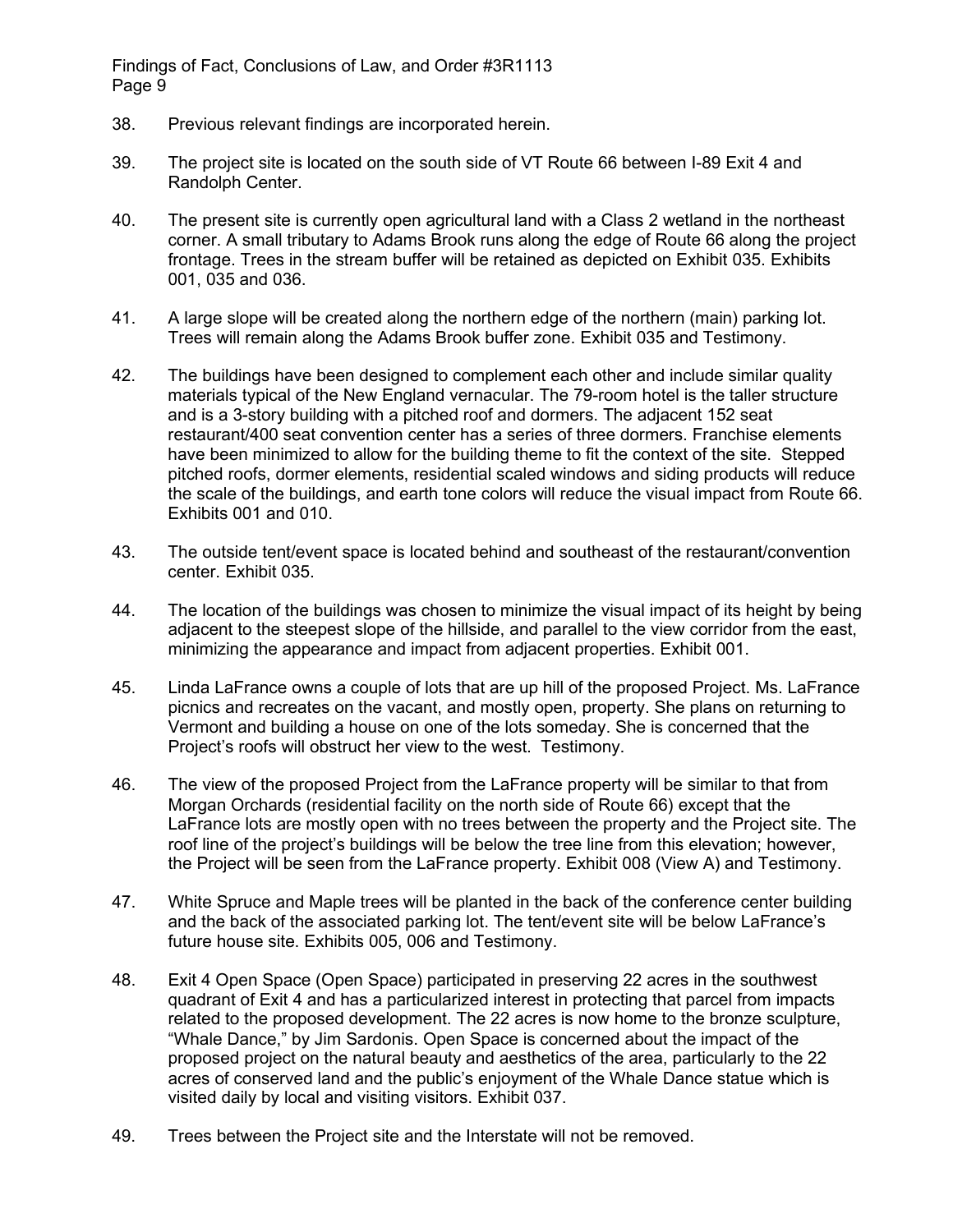38. Previous relevant findings are incorporated herein.

39. The project site is located on the south side of VT Route 66 between I-89 Exit 4 and Randolph Center.

40. The present site is currently open agricultural land with a Class 2 wetland in the northeast corner. A small tributary to Adams Brook runs along the edge of Route 66 along the project frontage. Trees in the stream buffer will be retained as depicted on Exhibit 035. Exhibits 001, 035 and 036.

41. A large slope will be created along the northern edge of the northern (main) parking lot. Trees will remain along the Adams Brook buffer zone. Exhibit 035 and Testimony.

42. The buildings have been designed to complement each other and include similar quality materials typical of the New England vernacular. The 79-room hotel is the taller structure and is a 3-story building with a pitched roof and dormers. The adjacent 152 seat restaurant/400 seat convention center has a series of three dormers. Franchise elements have been minimized to allow for the building theme to fit the context of the site. Stepped pitched roofs, dormer elements, residential scaled windows and siding products will reduce the scale of the buildings, and earth tone colors will reduce the visual impact from Route 66. Exhibits 001 and 010.

43. The outside tent/event space is located behind and southeast of the restaurant/convention center. Exhibit 035.

44. The location of the buildings was chosen to minimize the visual impact of its height by being adjacent to the steepest slope of the hillside, and parallel to the view corridor from the east, minimizing the appearance and impact from adjacent properties. Exhibit 001.

45. Linda LaFrance owns a couple of lots that are up hill of the proposed Project. Ms. LaFrance picnics and recreates on the vacant, and mostly open, property. She plans on returning to Vermont and building a house on one of the lots someday. She is concerned that the Project's roofs will obstruct her view to the west. Testimony.

46. The view of the proposed Project from the LaFrance property will be similar to that from Morgan Orchards (residential facility on the north side of Route 66) except that the LaFrance lots are mostly open with no trees between the property and the Project site. The roof line of the project's buildings will be below the tree line from this elevation; however, the Project will be seen from the LaFrance property. Exhibit 008 (View A) and Testimony.

47. White Spruce and Maple trees will be planted in the back of the conference center building and the back of the associated parking lot. The tent/event site will be below LaFrance's future house site. Exhibits 005, 006 and Testimony.

48. Exit 4 Open Space (Open Space) participated in preserving 22 acres in the southwest quadrant of Exit 4 and has a particularized interest in protecting that parcel from impacts related to the proposed development. The 22 acres is now home to the bronze sculpture, "Whale Dance," by Jim Sardonis. Open Space is concerned about the impact of the proposed project on the natural beauty and aesthetics of the area, particularly to the 22 acres of conserved land and the public's enjoyment of the Whale Dance statue which is visited daily by local and visiting visitors. Exhibit 037.

49. Trees between the Project site and the Interstate will not be removed.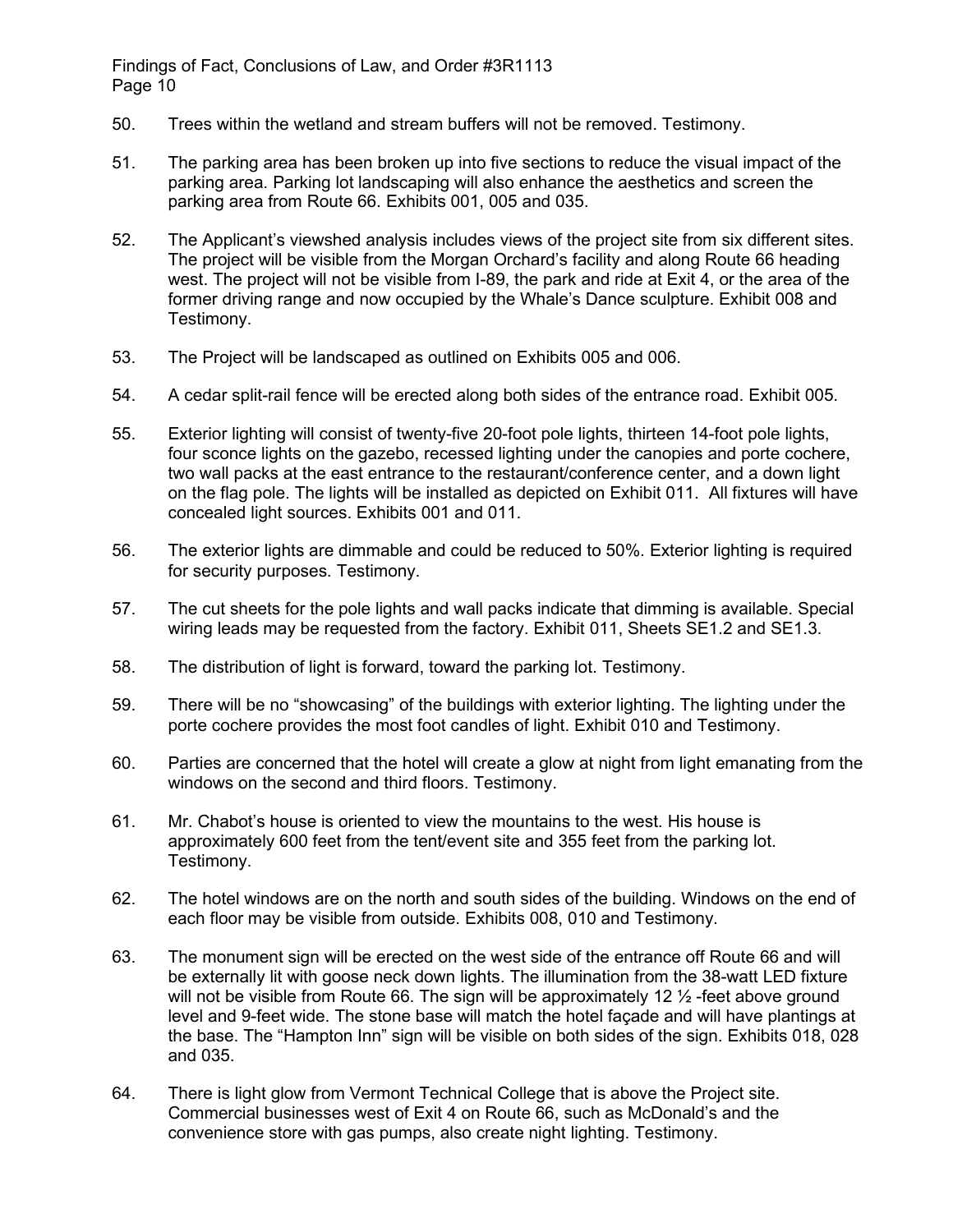50. Trees within the wetland and stream buffers will not be removed. Testimony.

51. The parking area has been broken up into five sections to reduce the visual impact of the parking area. Parking lot landscaping will also enhance the aesthetics and screen the parking area from Route 66. Exhibits 001, 005 and 035.

52. The Applicant's viewshed analysis includes views of the project site from six different sites. The project will be visible from the Morgan Orchard's facility and along Route 66 heading west. The project will not be visible from I-89, the park and ride at Exit 4, or the area of the former driving range and now occupied by the Whale's Dance sculpture. Exhibit 008 and Testimony.

53. The Project will be landscaped as outlined on Exhibits 005 and 006.

54. A cedar split-rail fence will be erected along both sides of the entrance road. Exhibit 005.

55. Exterior lighting will consist of twenty-five 20-foot pole lights, thirteen 14-foot pole lights, four sconce lights on the gazebo, recessed lighting under the canopies and porte cochere, two wall packs at the east entrance to the restaurant/conference center, and a down light on the flag pole. The lights will be installed as depicted on Exhibit 011. All fixtures will have concealed light sources. Exhibits 001 and 011.

56. The exterior lights are dimmable and could be reduced to 50%. Exterior lighting is required for security purposes. Testimony.

57. The cut sheets for the pole lights and wall packs indicate that dimming is available. Special wiring leads may be requested from the factory. Exhibit 011, Sheets SE1.2 and SE1.3.

58. The distribution of light is forward, toward the parking lot. Testimony.

59. There will be no "showcasing" of the buildings with exterior lighting. The lighting under the porte cochere provides the most foot candles of light. Exhibit 010 and Testimony.

60. Parties are concerned that the hotel will create a glow at night from light emanating from the windows on the second and third floors. Testimony.

61. Mr. Chabot's house is oriented to view the mountains to the west. His house is approximately 600 feet from the tent/event site and 355 feet from the parking lot. Testimony.

62. The hotel windows are on the north and south sides of the building. Windows on the end of each floor may be visible from outside. Exhibits 008, 010 and Testimony.

63. The monument sign will be erected on the west side of the entrance off Route 66 and will be externally lit with goose neck down lights. The illumination from the 38-watt LED fixture will not be visible from Route 66. The sign will be approximately 12 ½ -feet above ground level and 9-feet wide. The stone base will match the hotel façade and will have plantings at the base. The "Hampton Inn" sign will be visible on both sides of the sign. Exhibits 018, 028 and 035.

64. There is light glow from Vermont Technical College that is above the Project site. Commercial businesses west of Exit 4 on Route 66, such as McDonald's and the convenience store with gas pumps, also create night lighting. Testimony.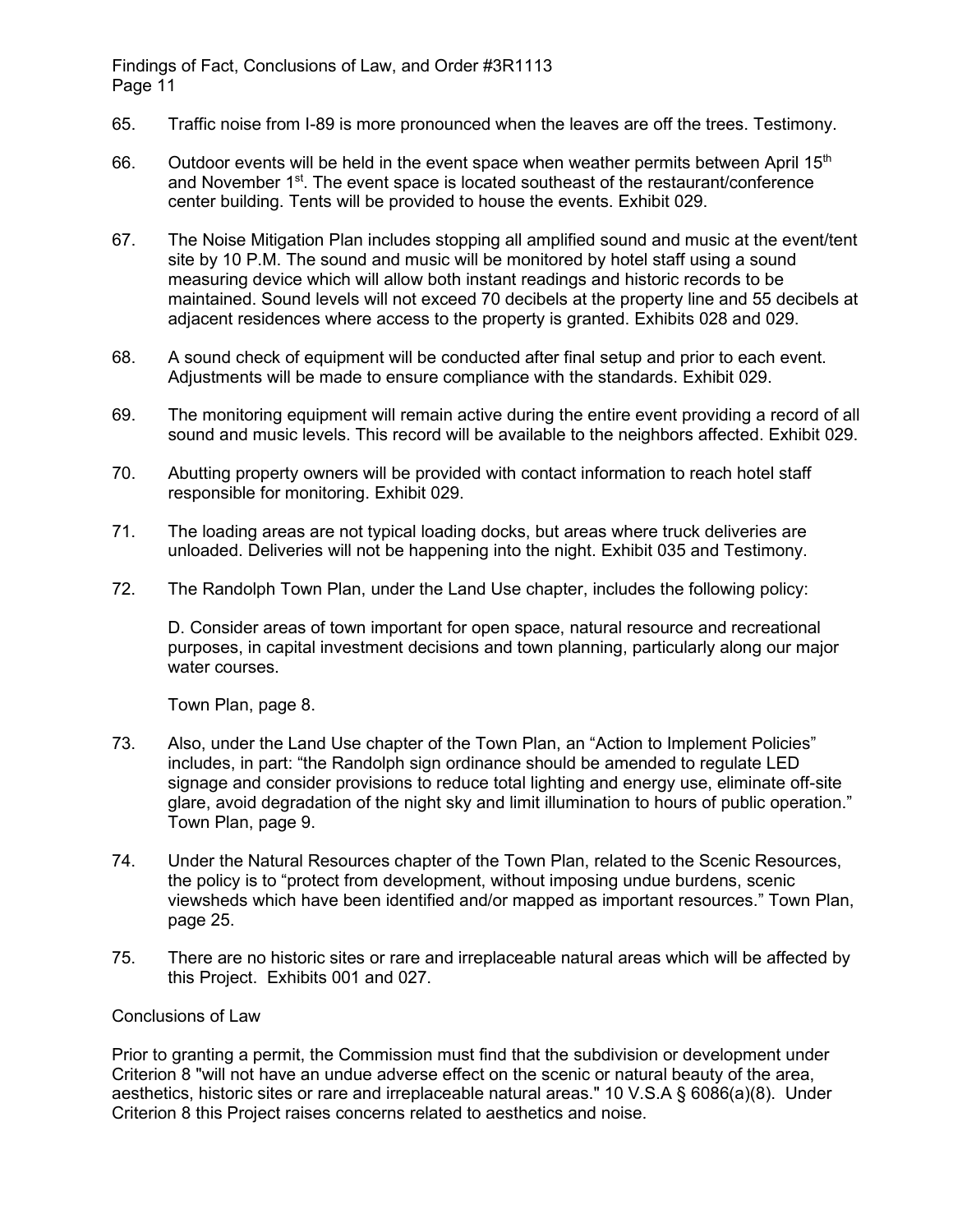65. Traffic noise from I-89 is more pronounced when the leaves are off the trees. Testimony.

66. Outdoor events will be held in the event space when weather permits between April 15th and November 1st. The event space is located southeast of the restaurant/conference center building. Tents will be provided to house the events. Exhibit 029.

67. The Noise Mitigation Plan includes stopping all amplified sound and music at the event/tent site by 10 P.M. The sound and music will be monitored by hotel staff using a sound measuring device which will allow both instant readings and historic records to be maintained. Sound levels will not exceed 70 decibels at the property line and 55 decibels at adjacent residences where access to the property is granted. Exhibits 028 and 029.

68. A sound check of equipment will be conducted after final setup and prior to each event. Adjustments will be made to ensure compliance with the standards. Exhibit 029.

69. The monitoring equipment will remain active during the entire event providing a record of all sound and music levels. This record will be available to the neighbors affected. Exhibit 029.

70. Abutting property owners will be provided with contact information to reach hotel staff responsible for monitoring. Exhibit 029.

71. The loading areas are not typical loading docks, but areas where truck deliveries are unloaded. Deliveries will not be happening into the night. Exhibit 035 and Testimony.

72. The Randolph Town Plan, under the Land Use chapter, includes the following policy:

    D. Consider areas of town important for open space, natural resource and recreational purposes, in capital investment decisions and town planning, particularly along our major water courses.

    Town Plan, page 8.

73. Also, under the Land Use chapter of the Town Plan, an "Action to Implement Policies" includes, in part: "the Randolph sign ordinance should be amended to regulate LED signage and consider provisions to reduce total lighting and energy use, eliminate off-site glare, avoid degradation of the night sky and limit illumination to hours of public operation." Town Plan, page 9.

74. Under the Natural Resources chapter of the Town Plan, related to the Scenic Resources, the policy is to "protect from development, without imposing undue burdens, scenic viewsheds which have been identified and/or mapped as important resources." Town Plan, page 25.

75. There are no historic sites or rare and irreplaceable natural areas which will be affected by this Project. Exhibits 001 and 027.

Conclusions of Law

Prior to granting a permit, the Commission must find that the subdivision or development under Criterion 8 "will not have an undue adverse effect on the scenic or natural beauty of the area, aesthetics, historic sites or rare and irreplaceable natural areas." 10 V.S.A § 6086(a)(8). Under Criterion 8 this Project raises concerns related to aesthetics and noise.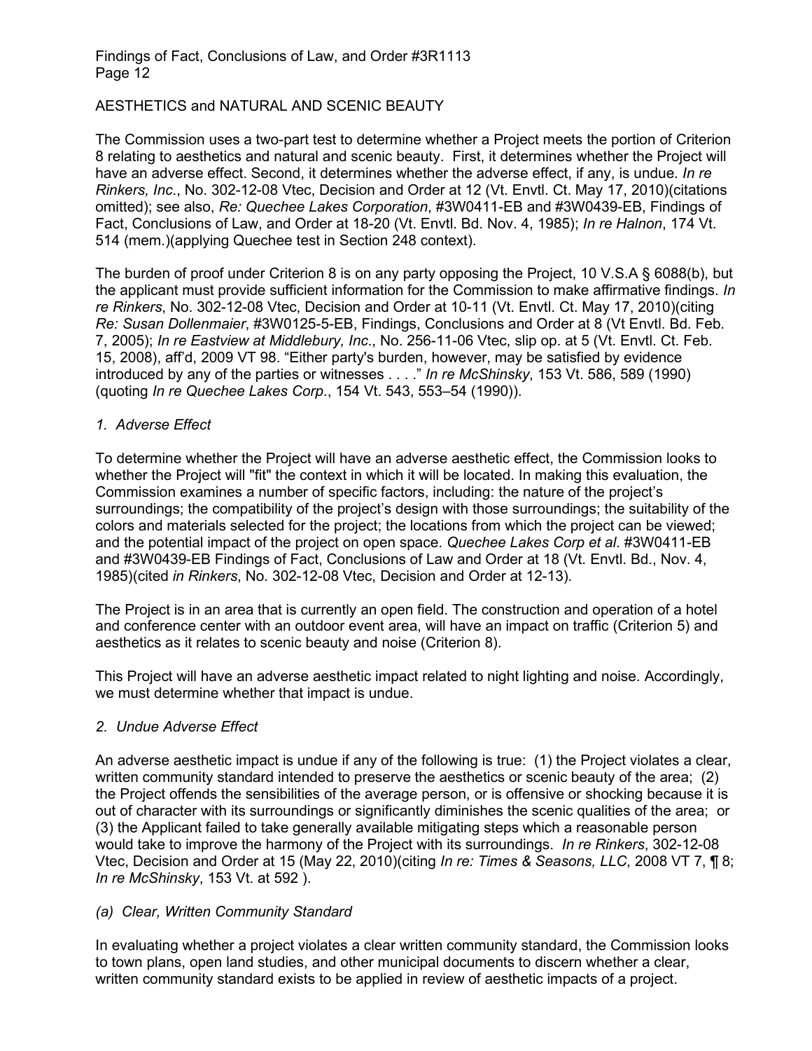AESTHETICS and NATURAL AND SCENIC BEAUTY

The Commission uses a two-part test to determine whether a Project meets the portion of Criterion 8 relating to aesthetics and natural and scenic beauty. First, it determines whether the Project will have an adverse effect. Second, it determines whether the adverse effect, if any, is undue. *In re Rinkers, Inc*., No. 302-12-08 Vtec, Decision and Order at 12 (Vt. Envtl. Ct. May 17, 2010)(citations omitted); see also, *Re: Quechee Lakes Corporation*, #3W0411-EB and #3W0439-EB, Findings of Fact, Conclusions of Law, and Order at 18-20 (Vt. Envtl. Bd. Nov. 4, 1985); *In re Halnon*, 174 Vt. 514 (mem.)(applying Quechee test in Section 248 context).

The burden of proof under Criterion 8 is on any party opposing the Project, 10 V.S.A § 6088(b), but the applicant must provide sufficient information for the Commission to make affirmative findings. *In re Rinkers*, No. 302-12-08 Vtec, Decision and Order at 10-11 (Vt. Envtl. Ct. May 17, 2010)(citing *Re: Susan Dollenmaier*, #3W0125-5-EB, Findings, Conclusions and Order at 8 (Vt Envtl. Bd. Feb. 7, 2005); *In re Eastview at Middlebury, Inc*., No. 256-11-06 Vtec, slip op. at 5 (Vt. Envtl. Ct. Feb. 15, 2008), aff'd, 2009 VT 98. "Either party's burden, however, may be satisfied by evidence introduced by any of the parties or witnesses . . . ." *In re McShinsky*, 153 Vt. 586, 589 (1990) (quoting *In re Quechee Lakes Corp*., 154 Vt. 543, 553–54 (1990)).

*1. Adverse Effect*

To determine whether the Project will have an adverse aesthetic effect, the Commission looks to whether the Project will "fit" the context in which it will be located. In making this evaluation, the Commission examines a number of specific factors, including: the nature of the project's surroundings; the compatibility of the project's design with those surroundings; the suitability of the colors and materials selected for the project; the locations from which the project can be viewed; and the potential impact of the project on open space. *Quechee Lakes Corp et al*. #3W0411-EB and #3W0439-EB Findings of Fact, Conclusions of Law and Order at 18 (Vt. Envtl. Bd., Nov. 4, 1985)(cited *in Rinkers*, No. 302-12-08 Vtec, Decision and Order at 12-13).

The Project is in an area that is currently an open field. The construction and operation of a hotel and conference center with an outdoor event area, will have an impact on traffic (Criterion 5) and aesthetics as it relates to scenic beauty and noise (Criterion 8).

This Project will have an adverse aesthetic impact related to night lighting and noise. Accordingly, we must determine whether that impact is undue.

*2. Undue Adverse Effect*

An adverse aesthetic impact is undue if any of the following is true: (1) the Project violates a clear, written community standard intended to preserve the aesthetics or scenic beauty of the area; (2) the Project offends the sensibilities of the average person, or is offensive or shocking because it is out of character with its surroundings or significantly diminishes the scenic qualities of the area; or (3) the Applicant failed to take generally available mitigating steps which a reasonable person would take to improve the harmony of the Project with its surroundings. *In re Rinkers*, 302-12-08 Vtec, Decision and Order at 15 (May 22, 2010)(citing *In re: Times & Seasons, LLC*, 2008 VT 7, ¶ 8; *In re McShinsky*, 153 Vt. at 592 ).

*(a) Clear, Written Community Standard*

In evaluating whether a project violates a clear written community standard, the Commission looks to town plans, open land studies, and other municipal documents to discern whether a clear, written community standard exists to be applied in review of aesthetic impacts of a project.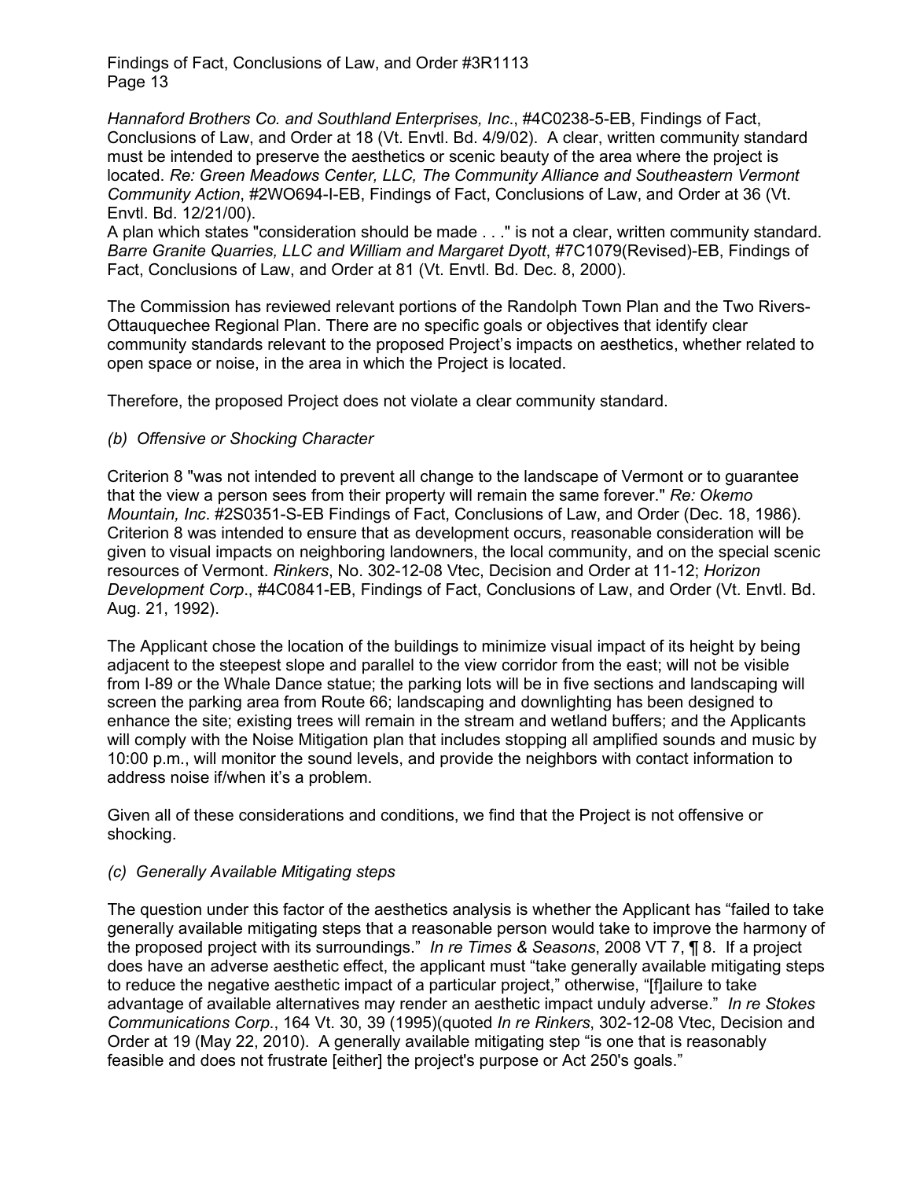*Hannaford Brothers Co. and Southland Enterprises, Inc*., #4C0238-5-EB, Findings of Fact, Conclusions of Law, and Order at 18 (Vt. Envtl. Bd. 4/9/02). A clear, written community standard must be intended to preserve the aesthetics or scenic beauty of the area where the project is located. *Re: Green Meadows Center, LLC, The Community Alliance and Southeastern Vermont Community Action*, #2WO694-I-EB, Findings of Fact, Conclusions of Law, and Order at 36 (Vt. Envtl. Bd. 12/21/00).
A plan which states "consideration should be made . . ." is not a clear, written community standard. *Barre Granite Quarries, LLC and William and Margaret Dyott*, #7C1079(Revised)-EB, Findings of Fact, Conclusions of Law, and Order at 81 (Vt. Envtl. Bd. Dec. 8, 2000).

The Commission has reviewed relevant portions of the Randolph Town Plan and the Two Rivers-Ottauquechee Regional Plan. There are no specific goals or objectives that identify clear community standards relevant to the proposed Project's impacts on aesthetics, whether related to open space or noise, in the area in which the Project is located.

Therefore, the proposed Project does not violate a clear community standard.

*(b) Offensive or Shocking Character*

Criterion 8 "was not intended to prevent all change to the landscape of Vermont or to guarantee that the view a person sees from their property will remain the same forever." *Re: Okemo Mountain, Inc*. #2S0351-S-EB Findings of Fact, Conclusions of Law, and Order (Dec. 18, 1986). Criterion 8 was intended to ensure that as development occurs, reasonable consideration will be given to visual impacts on neighboring landowners, the local community, and on the special scenic resources of Vermont. *Rinkers*, No. 302-12-08 Vtec, Decision and Order at 11-12; *Horizon Development Corp*., #4C0841-EB, Findings of Fact, Conclusions of Law, and Order (Vt. Envtl. Bd. Aug. 21, 1992).

The Applicant chose the location of the buildings to minimize visual impact of its height by being adjacent to the steepest slope and parallel to the view corridor from the east; will not be visible from I-89 or the Whale Dance statue; the parking lots will be in five sections and landscaping will screen the parking area from Route 66; landscaping and downlighting has been designed to enhance the site; existing trees will remain in the stream and wetland buffers; and the Applicants will comply with the Noise Mitigation plan that includes stopping all amplified sounds and music by 10:00 p.m., will monitor the sound levels, and provide the neighbors with contact information to address noise if/when it's a problem.

Given all of these considerations and conditions, we find that the Project is not offensive or shocking.

*(c) Generally Available Mitigating steps*

The question under this factor of the aesthetics analysis is whether the Applicant has "failed to take generally available mitigating steps that a reasonable person would take to improve the harmony of the proposed project with its surroundings." *In re Times & Seasons*, 2008 VT 7, ¶ 8. If a project does have an adverse aesthetic effect, the applicant must "take generally available mitigating steps to reduce the negative aesthetic impact of a particular project," otherwise, "[f]ailure to take advantage of available alternatives may render an aesthetic impact unduly adverse." *In re Stokes Communications Corp*., 164 Vt. 30, 39 (1995)(quoted *In re Rinkers*, 302-12-08 Vtec, Decision and Order at 19 (May 22, 2010). A generally available mitigating step "is one that is reasonably feasible and does not frustrate [either] the project's purpose or Act 250's goals."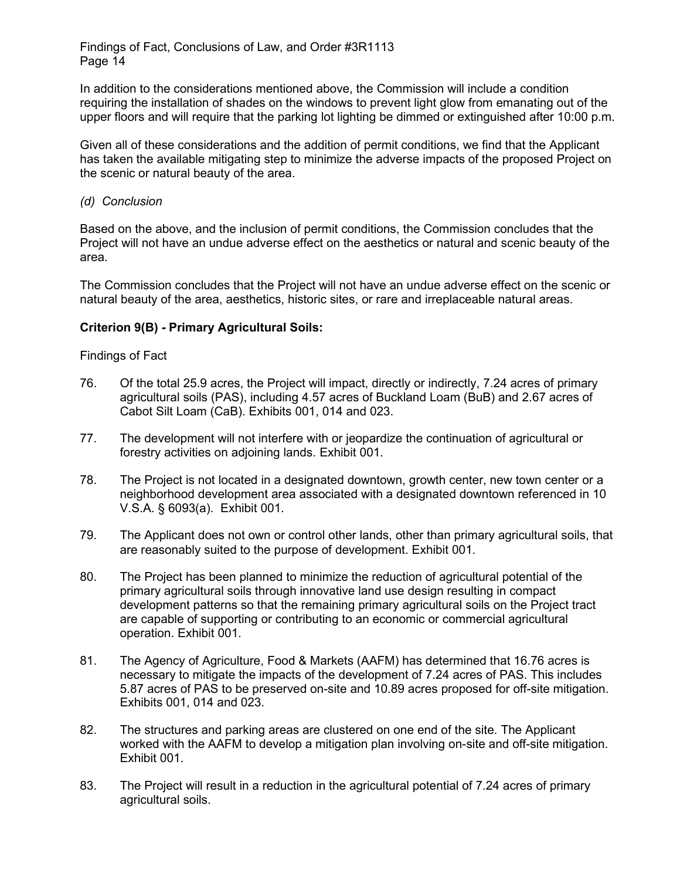In addition to the considerations mentioned above, the Commission will include a condition requiring the installation of shades on the windows to prevent light glow from emanating out of the upper floors and will require that the parking lot lighting be dimmed or extinguished after 10:00 p.m.

Given all of these considerations and the addition of permit conditions, we find that the Applicant has taken the available mitigating step to minimize the adverse impacts of the proposed Project on the scenic or natural beauty of the area.

*(d) Conclusion*

Based on the above, and the inclusion of permit conditions, the Commission concludes that the Project will not have an undue adverse effect on the aesthetics or natural and scenic beauty of the area.

The Commission concludes that the Project will not have an undue adverse effect on the scenic or natural beauty of the area, aesthetics, historic sites, or rare and irreplaceable natural areas.

**Criterion 9(B) - Primary Agricultural Soils:**

Findings of Fact

76. Of the total 25.9 acres, the Project will impact, directly or indirectly, 7.24 acres of primary agricultural soils (PAS), including 4.57 acres of Buckland Loam (BuB) and 2.67 acres of Cabot Silt Loam (CaB). Exhibits 001, 014 and 023.

77. The development will not interfere with or jeopardize the continuation of agricultural or forestry activities on adjoining lands. Exhibit 001.

78. The Project is not located in a designated downtown, growth center, new town center or a neighborhood development area associated with a designated downtown referenced in 10 V.S.A. § 6093(a). Exhibit 001.

79. The Applicant does not own or control other lands, other than primary agricultural soils, that are reasonably suited to the purpose of development. Exhibit 001.

80. The Project has been planned to minimize the reduction of agricultural potential of the primary agricultural soils through innovative land use design resulting in compact development patterns so that the remaining primary agricultural soils on the Project tract are capable of supporting or contributing to an economic or commercial agricultural operation. Exhibit 001.

81. The Agency of Agriculture, Food & Markets (AAFM) has determined that 16.76 acres is necessary to mitigate the impacts of the development of 7.24 acres of PAS. This includes 5.87 acres of PAS to be preserved on-site and 10.89 acres proposed for off-site mitigation. Exhibits 001, 014 and 023.

82. The structures and parking areas are clustered on one end of the site. The Applicant worked with the AAFM to develop a mitigation plan involving on-site and off-site mitigation. Exhibit 001.

83. The Project will result in a reduction in the agricultural potential of 7.24 acres of primary agricultural soils.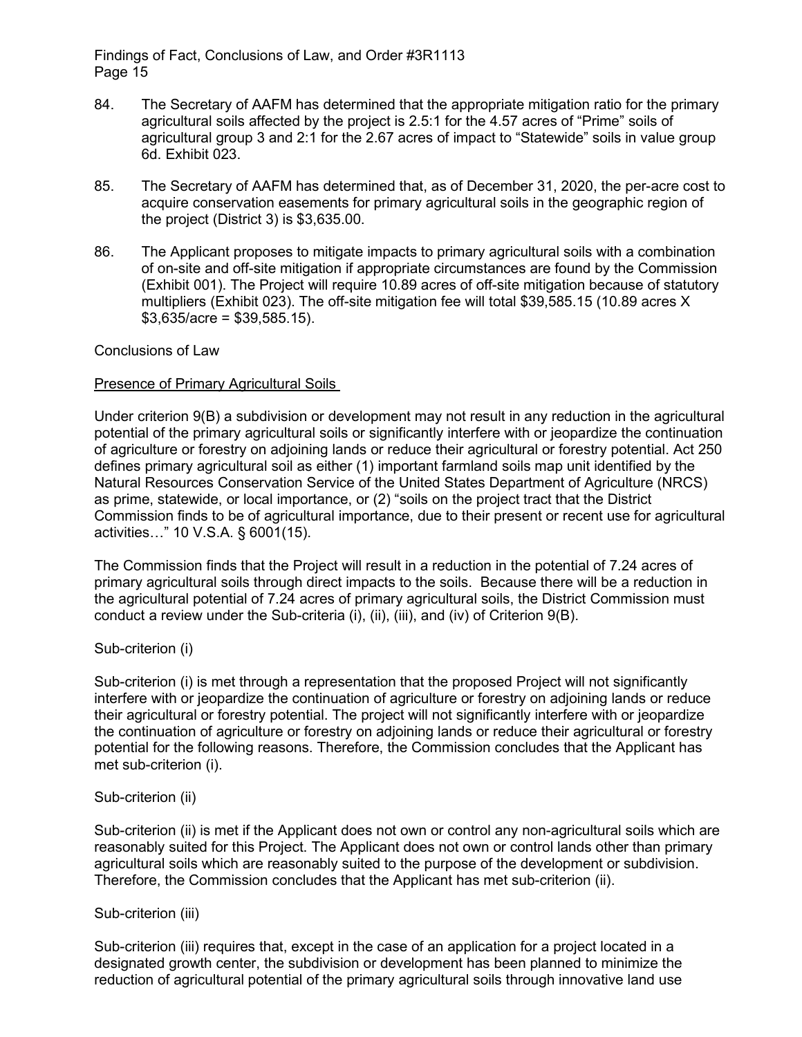84. The Secretary of AAFM has determined that the appropriate mitigation ratio for the primary agricultural soils affected by the project is 2.5:1 for the 4.57 acres of "Prime" soils of agricultural group 3 and 2:1 for the 2.67 acres of impact to "Statewide" soils in value group 6d. Exhibit 023.

85. The Secretary of AAFM has determined that, as of December 31, 2020, the per-acre cost to acquire conservation easements for primary agricultural soils in the geographic region of the project (District 3) is $3,635.00.

86. The Applicant proposes to mitigate impacts to primary agricultural soils with a combination of on-site and off-site mitigation if appropriate circumstances are found by the Commission (Exhibit 001). The Project will require 10.89 acres of off-site mitigation because of statutory multipliers (Exhibit 023). The off-site mitigation fee will total $39,585.15 (10.89 acres X $3,635/acre = $39,585.15).

Conclusions of Law

<u>Presence of Primary Agricultural Soils</u>

Under criterion 9(B) a subdivision or development may not result in any reduction in the agricultural potential of the primary agricultural soils or significantly interfere with or jeopardize the continuation of agriculture or forestry on adjoining lands or reduce their agricultural or forestry potential. Act 250 defines primary agricultural soil as either (1) important farmland soils map unit identified by the Natural Resources Conservation Service of the United States Department of Agriculture (NRCS) as prime, statewide, or local importance, or (2) "soils on the project tract that the District Commission finds to be of agricultural importance, due to their present or recent use for agricultural activities…" 10 V.S.A. § 6001(15).

The Commission finds that the Project will result in a reduction in the potential of 7.24 acres of primary agricultural soils through direct impacts to the soils. Because there will be a reduction in the agricultural potential of 7.24 acres of primary agricultural soils, the District Commission must conduct a review under the Sub-criteria (i), (ii), (iii), and (iv) of Criterion 9(B).

Sub-criterion (i)

Sub-criterion (i) is met through a representation that the proposed Project will not significantly interfere with or jeopardize the continuation of agriculture or forestry on adjoining lands or reduce their agricultural or forestry potential. The project will not significantly interfere with or jeopardize the continuation of agriculture or forestry on adjoining lands or reduce their agricultural or forestry potential for the following reasons. Therefore, the Commission concludes that the Applicant has met sub-criterion (i).

Sub-criterion (ii)

Sub-criterion (ii) is met if the Applicant does not own or control any non-agricultural soils which are reasonably suited for this Project. The Applicant does not own or control lands other than primary agricultural soils which are reasonably suited to the purpose of the development or subdivision. Therefore, the Commission concludes that the Applicant has met sub-criterion (ii).

Sub-criterion (iii)

Sub-criterion (iii) requires that, except in the case of an application for a project located in a designated growth center, the subdivision or development has been planned to minimize the reduction of agricultural potential of the primary agricultural soils through innovative land use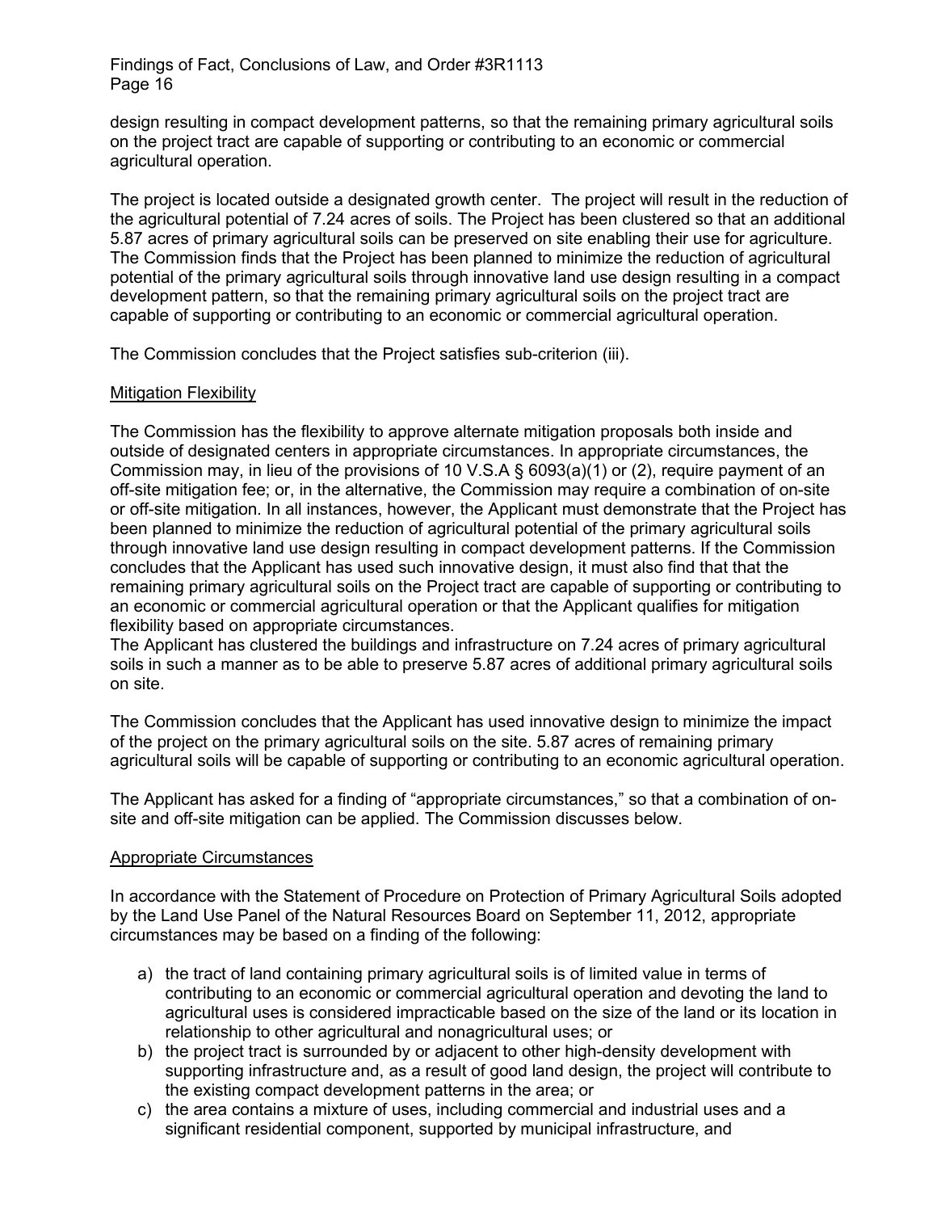design resulting in compact development patterns, so that the remaining primary agricultural soils on the project tract are capable of supporting or contributing to an economic or commercial agricultural operation.

The project is located outside a designated growth center. The project will result in the reduction of the agricultural potential of 7.24 acres of soils. The Project has been clustered so that an additional 5.87 acres of primary agricultural soils can be preserved on site enabling their use for agriculture. The Commission finds that the Project has been planned to minimize the reduction of agricultural potential of the primary agricultural soils through innovative land use design resulting in a compact development pattern, so that the remaining primary agricultural soils on the project tract are capable of supporting or contributing to an economic or commercial agricultural operation.

The Commission concludes that the Project satisfies sub-criterion (iii).

<u>Mitigation Flexibility</u>

The Commission has the flexibility to approve alternate mitigation proposals both inside and outside of designated centers in appropriate circumstances. In appropriate circumstances, the Commission may, in lieu of the provisions of 10 V.S.A § 6093(a)(1) or (2), require payment of an off-site mitigation fee; or, in the alternative, the Commission may require a combination of on-site or off-site mitigation. In all instances, however, the Applicant must demonstrate that the Project has been planned to minimize the reduction of agricultural potential of the primary agricultural soils through innovative land use design resulting in compact development patterns. If the Commission concludes that the Applicant has used such innovative design, it must also find that that the remaining primary agricultural soils on the Project tract are capable of supporting or contributing to an economic or commercial agricultural operation or that the Applicant qualifies for mitigation flexibility based on appropriate circumstances.

The Applicant has clustered the buildings and infrastructure on 7.24 acres of primary agricultural soils in such a manner as to be able to preserve 5.87 acres of additional primary agricultural soils on site.

The Commission concludes that the Applicant has used innovative design to minimize the impact of the project on the primary agricultural soils on the site. 5.87 acres of remaining primary agricultural soils will be capable of supporting or contributing to an economic agricultural operation.

The Applicant has asked for a finding of "appropriate circumstances," so that a combination of on-site and off-site mitigation can be applied. The Commission discusses below.

<u>Appropriate Circumstances</u>

In accordance with the Statement of Procedure on Protection of Primary Agricultural Soils adopted by the Land Use Panel of the Natural Resources Board on September 11, 2012, appropriate circumstances may be based on a finding of the following:

a) the tract of land containing primary agricultural soils is of limited value in terms of contributing to an economic or commercial agricultural operation and devoting the land to agricultural uses is considered impracticable based on the size of the land or its location in relationship to other agricultural and nonagricultural uses; or
b) the project tract is surrounded by or adjacent to other high-density development with supporting infrastructure and, as a result of good land design, the project will contribute to the existing compact development patterns in the area; or
c) the area contains a mixture of uses, including commercial and industrial uses and a significant residential component, supported by municipal infrastructure, and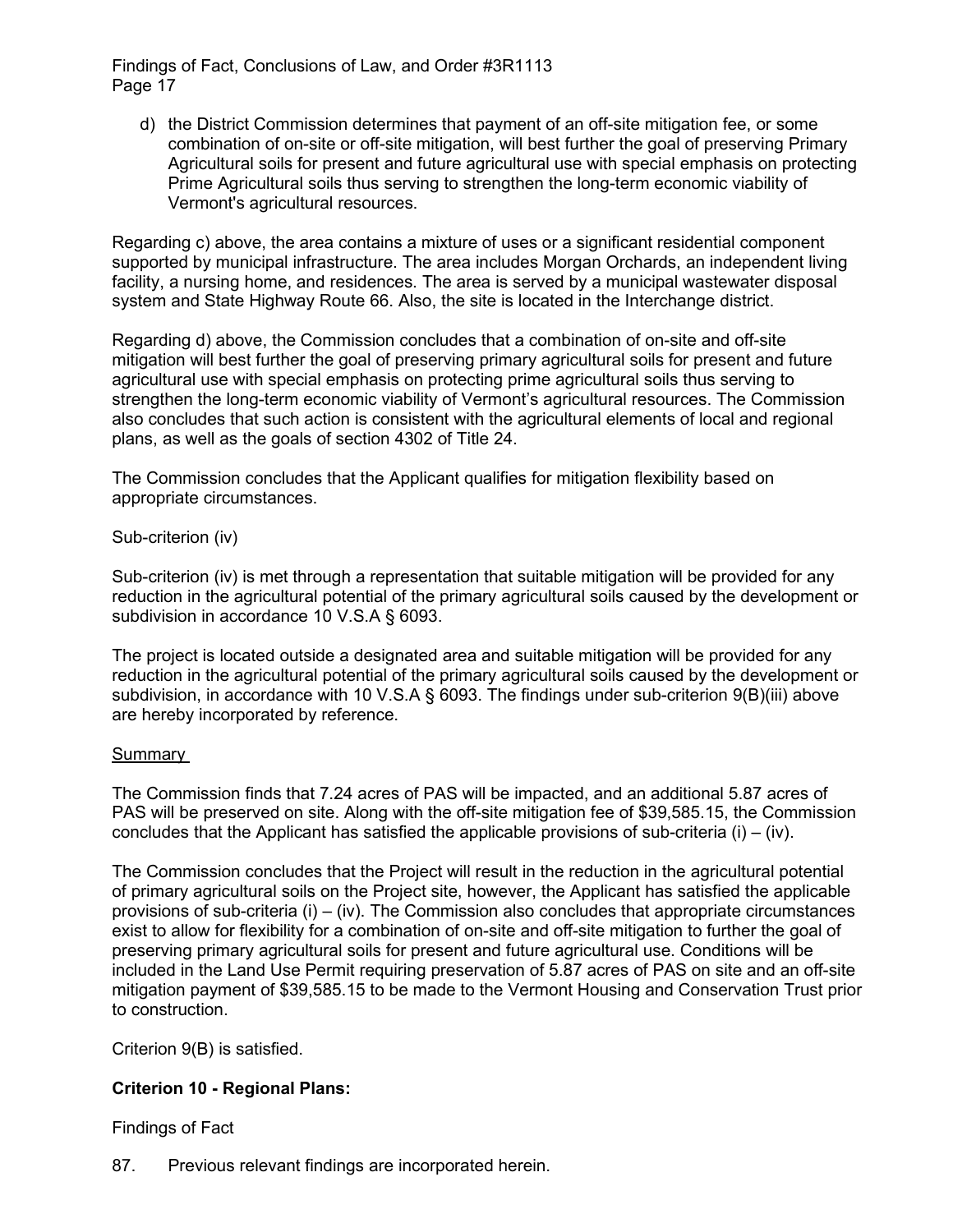d) the District Commission determines that payment of an off-site mitigation fee, or some combination of on-site or off-site mitigation, will best further the goal of preserving Primary Agricultural soils for present and future agricultural use with special emphasis on protecting Prime Agricultural soils thus serving to strengthen the long-term economic viability of Vermont's agricultural resources.

Regarding c) above, the area contains a mixture of uses or a significant residential component supported by municipal infrastructure. The area includes Morgan Orchards, an independent living facility, a nursing home, and residences. The area is served by a municipal wastewater disposal system and State Highway Route 66. Also, the site is located in the Interchange district.

Regarding d) above, the Commission concludes that a combination of on-site and off-site mitigation will best further the goal of preserving primary agricultural soils for present and future agricultural use with special emphasis on protecting prime agricultural soils thus serving to strengthen the long-term economic viability of Vermont's agricultural resources. The Commission also concludes that such action is consistent with the agricultural elements of local and regional plans, as well as the goals of section 4302 of Title 24.

The Commission concludes that the Applicant qualifies for mitigation flexibility based on appropriate circumstances.

Sub-criterion (iv)

Sub-criterion (iv) is met through a representation that suitable mitigation will be provided for any reduction in the agricultural potential of the primary agricultural soils caused by the development or subdivision in accordance 10 V.S.A § 6093.

The project is located outside a designated area and suitable mitigation will be provided for any reduction in the agricultural potential of the primary agricultural soils caused by the development or subdivision, in accordance with 10 V.S.A § 6093. The findings under sub-criterion 9(B)(iii) above are hereby incorporated by reference.

<u>Summary</u>

The Commission finds that 7.24 acres of PAS will be impacted, and an additional 5.87 acres of PAS will be preserved on site. Along with the off-site mitigation fee of $39,585.15, the Commission concludes that the Applicant has satisfied the applicable provisions of sub-criteria (i) – (iv).

The Commission concludes that the Project will result in the reduction in the agricultural potential of primary agricultural soils on the Project site, however, the Applicant has satisfied the applicable provisions of sub-criteria (i) – (iv). The Commission also concludes that appropriate circumstances exist to allow for flexibility for a combination of on-site and off-site mitigation to further the goal of preserving primary agricultural soils for present and future agricultural use. Conditions will be included in the Land Use Permit requiring preservation of 5.87 acres of PAS on site and an off-site mitigation payment of $39,585.15 to be made to the Vermont Housing and Conservation Trust prior to construction.

Criterion 9(B) is satisfied.

**Criterion 10 - Regional Plans:**

Findings of Fact

87. Previous relevant findings are incorporated herein.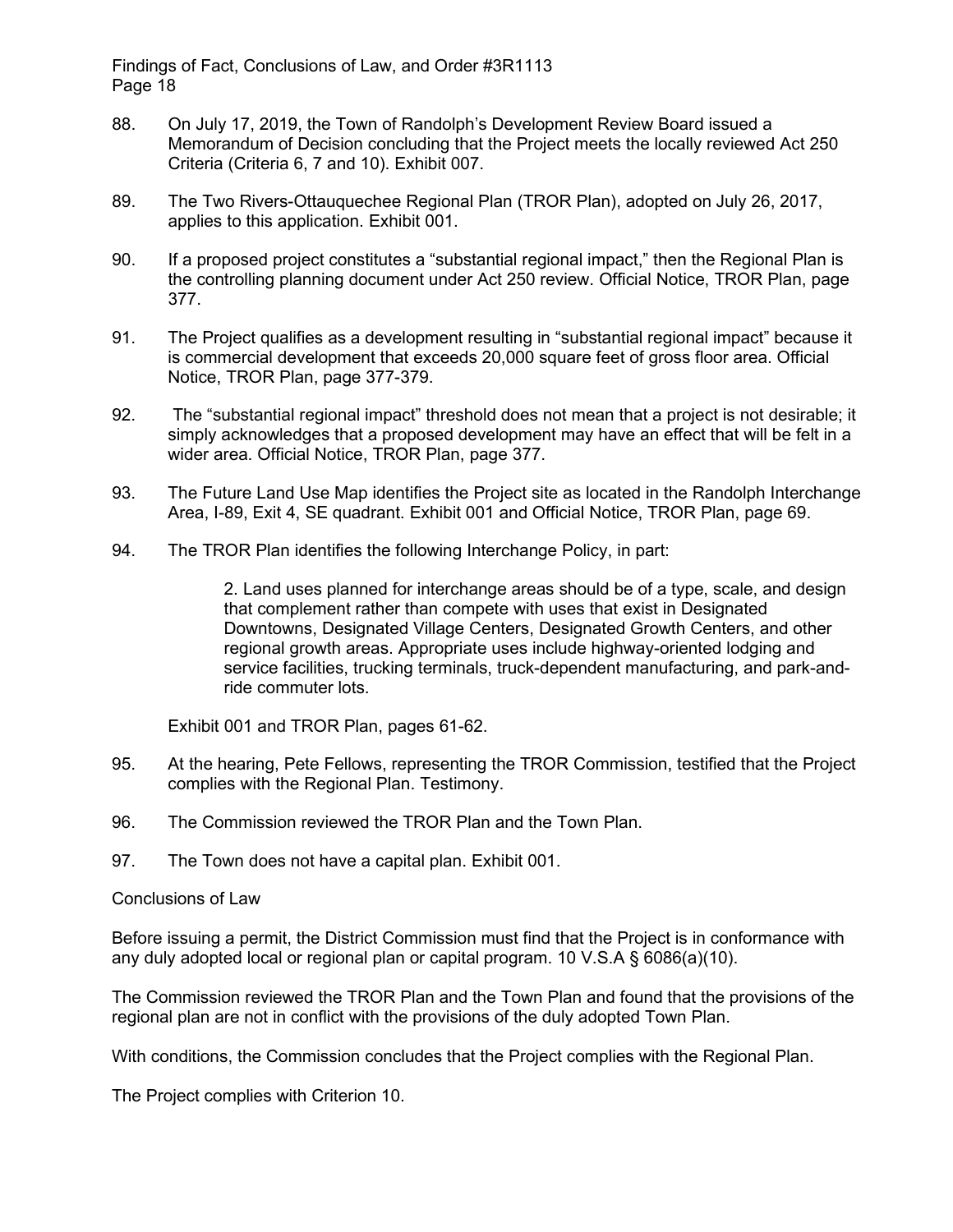88. On July 17, 2019, the Town of Randolph's Development Review Board issued a Memorandum of Decision concluding that the Project meets the locally reviewed Act 250 Criteria (Criteria 6, 7 and 10). Exhibit 007.

89. The Two Rivers-Ottauquechee Regional Plan (TROR Plan), adopted on July 26, 2017, applies to this application. Exhibit 001.

90. If a proposed project constitutes a "substantial regional impact," then the Regional Plan is the controlling planning document under Act 250 review. Official Notice, TROR Plan, page 377.

91. The Project qualifies as a development resulting in "substantial regional impact" because it is commercial development that exceeds 20,000 square feet of gross floor area. Official Notice, TROR Plan, page 377-379.

92. The "substantial regional impact" threshold does not mean that a project is not desirable; it simply acknowledges that a proposed development may have an effect that will be felt in a wider area. Official Notice, TROR Plan, page 377.

93. The Future Land Use Map identifies the Project site as located in the Randolph Interchange Area, I-89, Exit 4, SE quadrant. Exhibit 001 and Official Notice, TROR Plan, page 69.

94. The TROR Plan identifies the following Interchange Policy, in part:

    > 2. Land uses planned for interchange areas should be of a type, scale, and design that complement rather than compete with uses that exist in Designated Downtowns, Designated Village Centers, Designated Growth Centers, and other regional growth areas. Appropriate uses include highway-oriented lodging and service facilities, trucking terminals, truck-dependent manufacturing, and park-and-ride commuter lots.

    Exhibit 001 and TROR Plan, pages 61-62.

95. At the hearing, Pete Fellows, representing the TROR Commission, testified that the Project complies with the Regional Plan. Testimony.

96. The Commission reviewed the TROR Plan and the Town Plan.

97. The Town does not have a capital plan. Exhibit 001.

Conclusions of Law

Before issuing a permit, the District Commission must find that the Project is in conformance with any duly adopted local or regional plan or capital program. 10 V.S.A § 6086(a)(10).

The Commission reviewed the TROR Plan and the Town Plan and found that the provisions of the regional plan are not in conflict with the provisions of the duly adopted Town Plan.

With conditions, the Commission concludes that the Project complies with the Regional Plan.

The Project complies with Criterion 10.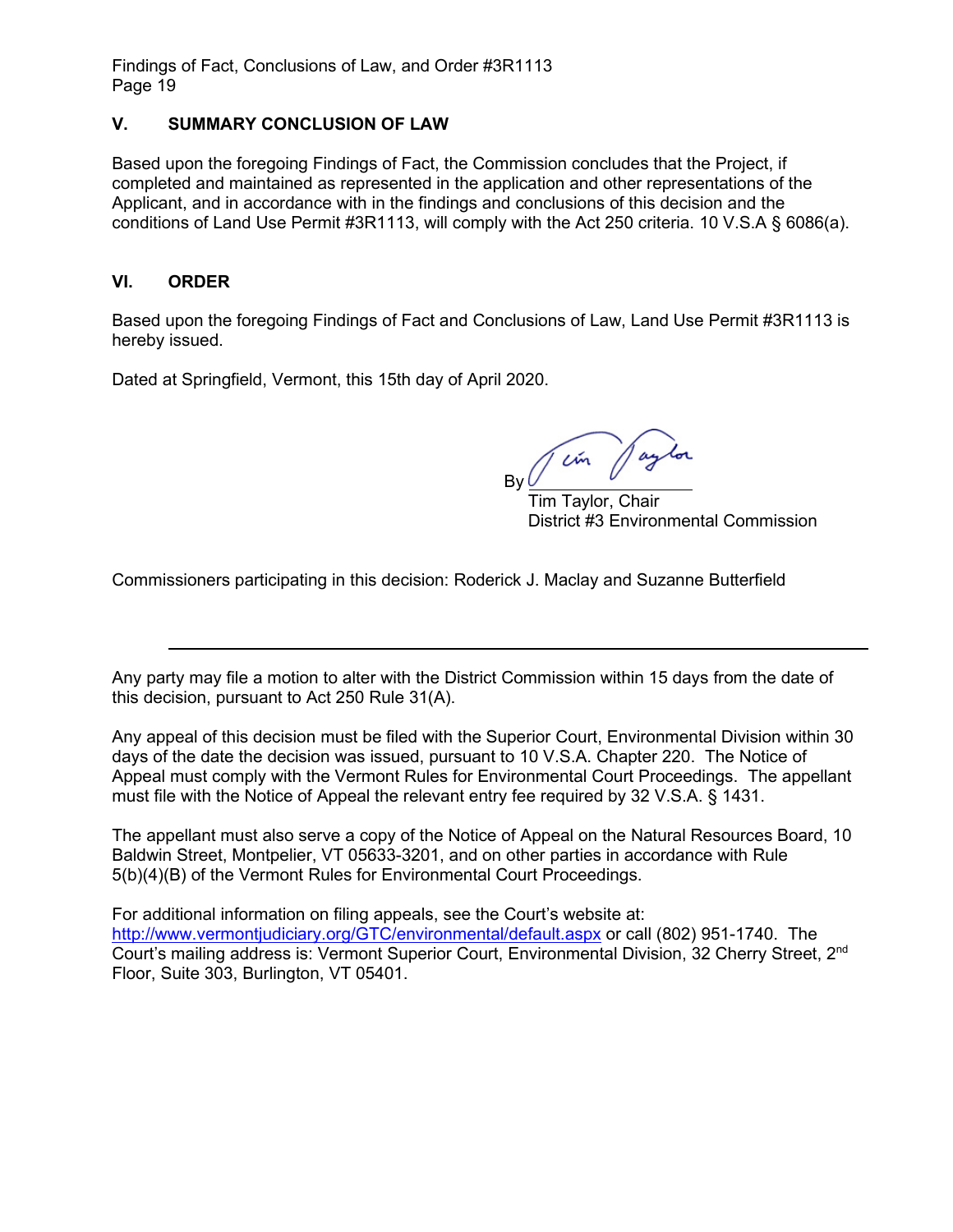## V. SUMMARY CONCLUSION OF LAW

Based upon the foregoing Findings of Fact, the Commission concludes that the Project, if completed and maintained as represented in the application and other representations of the Applicant, and in accordance with in the findings and conclusions of this decision and the conditions of Land Use Permit #3R1113, will comply with the Act 250 criteria. 10 V.S.A § 6086(a).

## VI. ORDER

Based upon the foregoing Findings of Fact and Conclusions of Law, Land Use Permit #3R1113 is hereby issued.

Dated at Springfield, Vermont, this 15th day of April 2020.

By Tim Taylor

Tim Taylor, Chair
District #3 Environmental Commission

Commissioners participating in this decision: Roderick J. Maclay and Suzanne Butterfield

---

Any party may file a motion to alter with the District Commission within 15 days from the date of this decision, pursuant to Act 250 Rule 31(A).

Any appeal of this decision must be filed with the Superior Court, Environmental Division within 30 days of the date the decision was issued, pursuant to 10 V.S.A. Chapter 220. The Notice of Appeal must comply with the Vermont Rules for Environmental Court Proceedings. The appellant must file with the Notice of Appeal the relevant entry fee required by 32 V.S.A. § 1431.

The appellant must also serve a copy of the Notice of Appeal on the Natural Resources Board, 10 Baldwin Street, Montpelier, VT 05633-3201, and on other parties in accordance with Rule 5(b)(4)(B) of the Vermont Rules for Environmental Court Proceedings.

For additional information on filing appeals, see the Court's website at: http://www.vermontjudiciary.org/GTC/environmental/default.aspx or call (802) 951-1740. The Court's mailing address is: Vermont Superior Court, Environmental Division, 32 Cherry Street, 2nd Floor, Suite 303, Burlington, VT 05401.